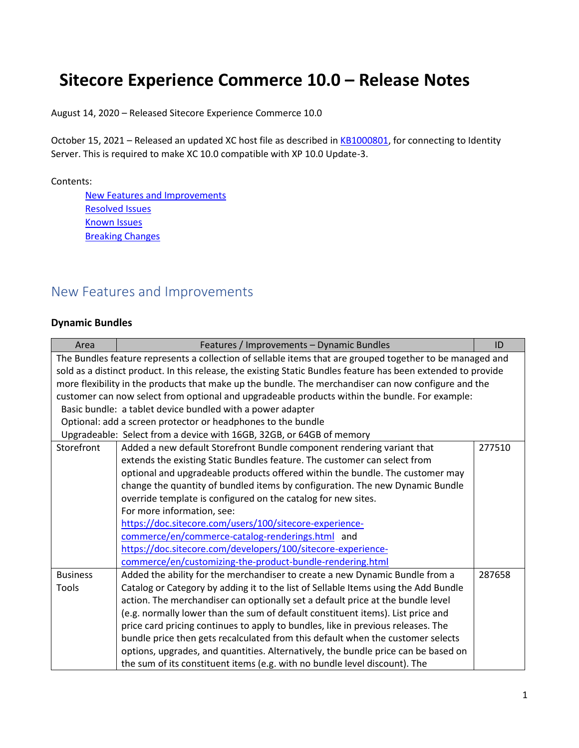# Sitecore Experience Commerce 10.0 – Release Notes

August 14, 2020 – Released Sitecore Experience Commerce 10.0

October 15, 2021 – Released an updated XC host file as described in [KB1000801](KB1000801), for connecting to Identity Server. This is required to make XC 10.0 compatible with XP 10.0 Update-3.

Contents:

- [New Features and Improvements](#new-features-and-improvements)
- [Resolved Issues](#resolved-issues)
- [Known Issues](#known-issues)
- [Breaking Changes](#breaking-changes)

## New Features and Improvements

### Dynamic Bundles

| Area | Features / Improvements – Dynamic Bundles | ID |
|---|---|---|
| The Bundles feature represents a collection of sellable items that are grouped together to be managed and sold as a distinct product. In this release, the existing Static Bundles feature has been extended to provide more flexibility in the products that make up the bundle. The merchandiser can now configure and the customer can now select from optional and upgradeable products within the bundle. For example:<br>Basic bundle: a tablet device bundled with a power adapter<br>Optional: add a screen protector or headphones to the bundle<br>Upgradeable: Select from a device with 16GB, 32GB, or 64GB of memory | | |
| Storefront | Added a new default Storefront Bundle component rendering variant that extends the existing Static Bundles feature. The customer can select from optional and upgradeable products offered within the bundle. The customer may change the quantity of bundled items by configuration. The new Dynamic Bundle override template is configured on the catalog for new sites.<br>For more information, see:<br>https://doc.sitecore.com/users/100/sitecore-experience-commerce/en/commerce-catalog-renderings.html and https://doc.sitecore.com/developers/100/sitecore-experience-commerce/en/customizing-the-product-bundle-rendering.html | 277510 |
| Business Tools | Added the ability for the merchandiser to create a new Dynamic Bundle from a Catalog or Category by adding it to the list of Sellable Items using the Add Bundle action. The merchandiser can optionally set a default price at the bundle level (e.g. normally lower than the sum of default constituent items). List price and price card pricing continues to apply to bundles, like in previous releases. The bundle price then gets recalculated from this default when the customer selects options, upgrades, and quantities. Alternatively, the bundle price can be based on the sum of its constituent items (e.g. with no bundle level discount). The | 287658 |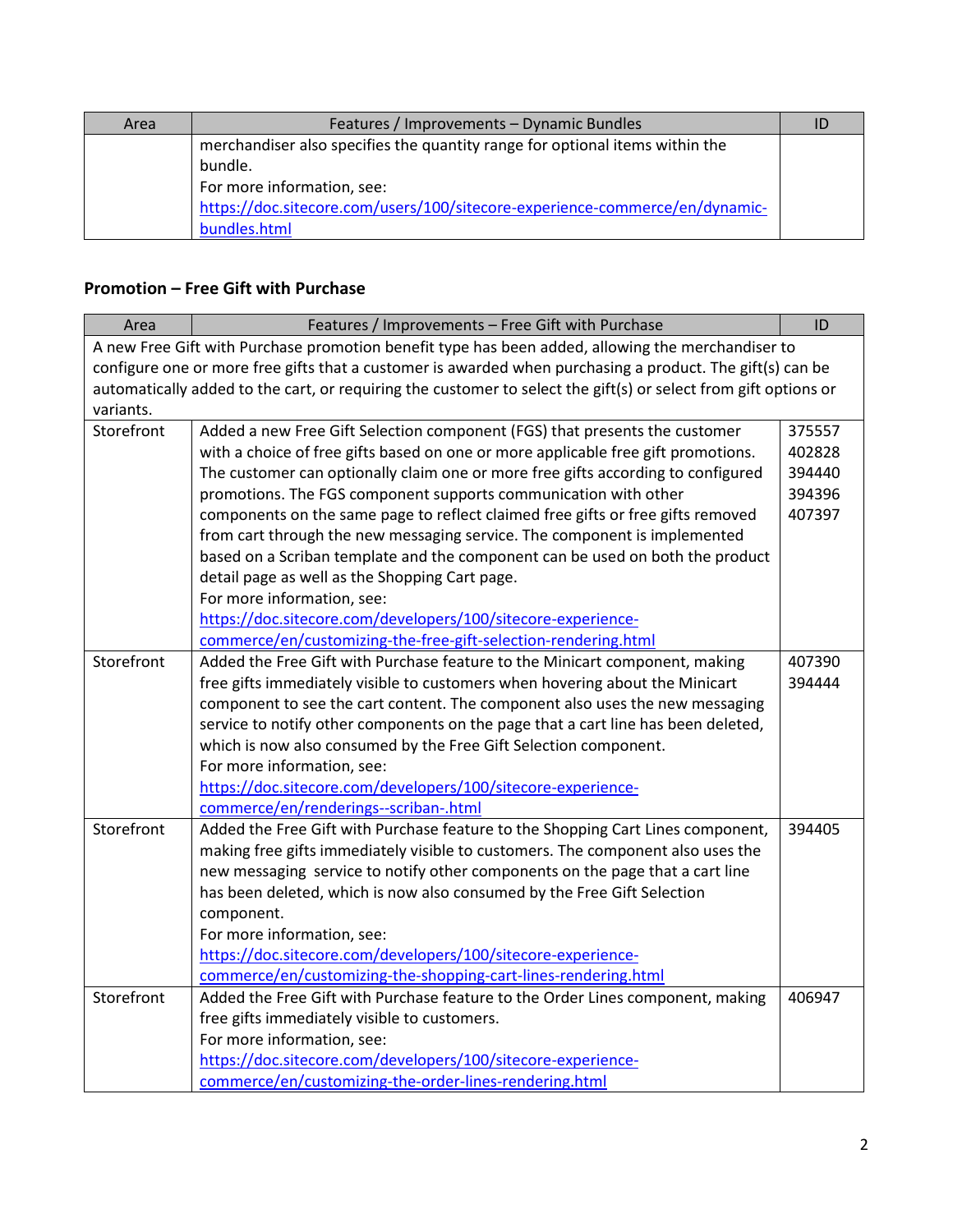| Area | Features / Improvements – Dynamic Bundles | ID |
|---|---|---|
| | merchandiser also specifies the quantity range for optional items within the bundle.<br>For more information, see:<br>https://doc.sitecore.com/users/100/sitecore-experience-commerce/en/dynamic-bundles.html | |

### Promotion – Free Gift with Purchase

| Area | Features / Improvements – Free Gift with Purchase | ID |
|---|---|---|
| A new Free Gift with Purchase promotion benefit type has been added, allowing the merchandiser to configure one or more free gifts that a customer is awarded when purchasing a product. The gift(s) can be automatically added to the cart, or requiring the customer to select the gift(s) or select from gift options or variants. | | |
| Storefront | Added a new Free Gift Selection component (FGS) that presents the customer with a choice of free gifts based on one or more applicable free gift promotions. The customer can optionally claim one or more free gifts according to configured promotions. The FGS component supports communication with other components on the same page to reflect claimed free gifts or free gifts removed from cart through the new messaging service. The component is implemented based on a Scriban template and the component can be used on both the product detail page as well as the Shopping Cart page.<br>For more information, see:<br>https://doc.sitecore.com/developers/100/sitecore-experience-commerce/en/customizing-the-free-gift-selection-rendering.html | 375557<br>402828<br>394440<br>394396<br>407397 |
| Storefront | Added the Free Gift with Purchase feature to the Minicart component, making free gifts immediately visible to customers when hovering about the Minicart component to see the cart content. The component also uses the new messaging service to notify other components on the page that a cart line has been deleted, which is now also consumed by the Free Gift Selection component.<br>For more information, see:<br>https://doc.sitecore.com/developers/100/sitecore-experience-commerce/en/renderings--scriban-.html | 407390<br>394444 |
| Storefront | Added the Free Gift with Purchase feature to the Shopping Cart Lines component, making free gifts immediately visible to customers. The component also uses the new messaging service to notify other components on the page that a cart line has been deleted, which is now also consumed by the Free Gift Selection component.<br>For more information, see:<br>https://doc.sitecore.com/developers/100/sitecore-experience-commerce/en/customizing-the-shopping-cart-lines-rendering.html | 394405 |
| Storefront | Added the Free Gift with Purchase feature to the Order Lines component, making free gifts immediately visible to customers.<br>For more information, see:<br>https://doc.sitecore.com/developers/100/sitecore-experience-commerce/en/customizing-the-order-lines-rendering.html | 406947 |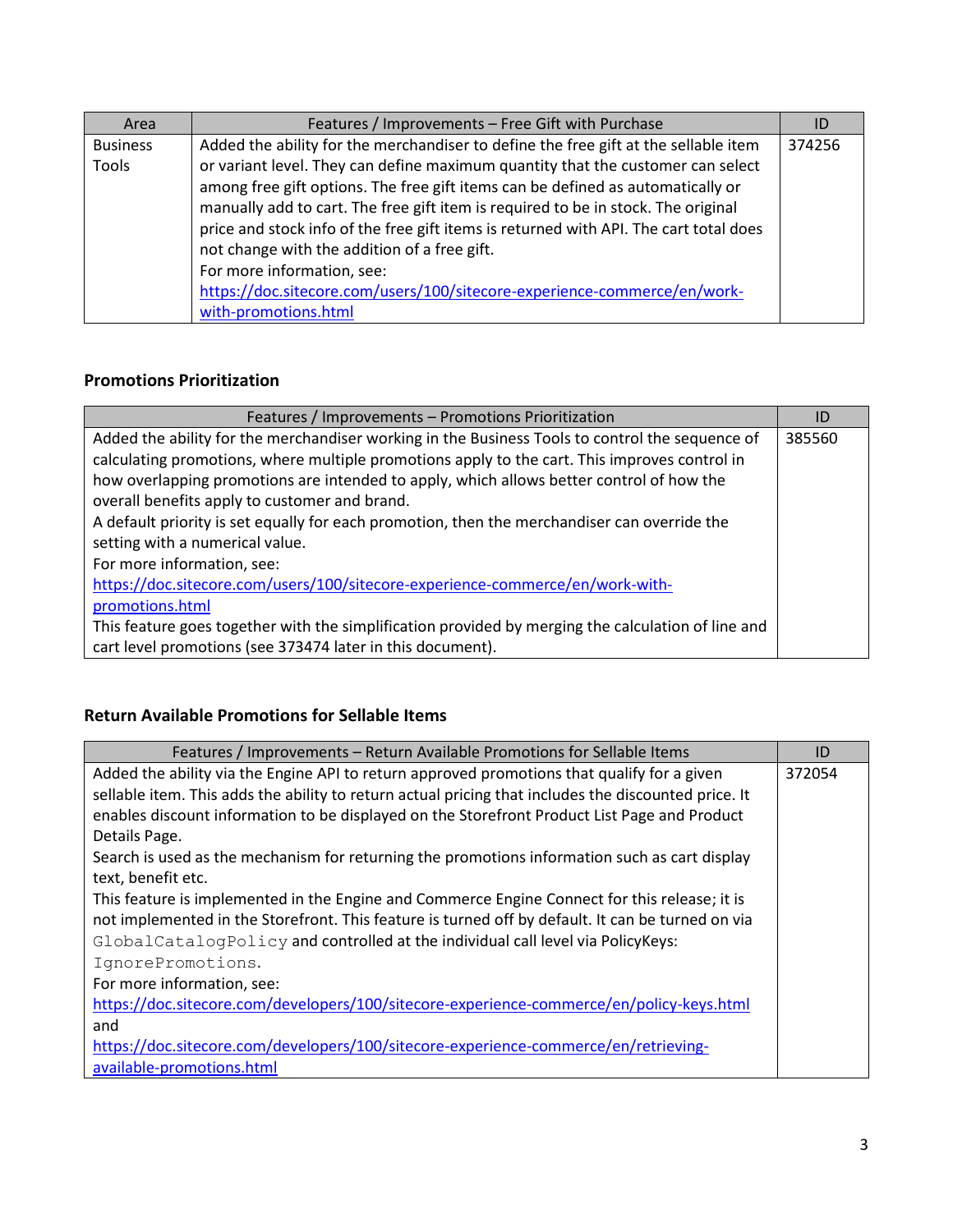| Area | Features / Improvements – Free Gift with Purchase | ID |
|---|---|---|
| Business Tools | Added the ability for the merchandiser to define the free gift at the sellable item or variant level. They can define maximum quantity that the customer can select among free gift options. The free gift items can be defined as automatically or manually add to cart. The free gift item is required to be in stock. The original price and stock info of the free gift items is returned with API. The cart total does not change with the addition of a free gift.<br>For more information, see:<br>https://doc.sitecore.com/users/100/sitecore-experience-commerce/en/work-with-promotions.html | 374256 |

### Promotions Prioritization

| Features / Improvements – Promotions Prioritization | ID |
|---|---|
| Added the ability for the merchandiser working in the Business Tools to control the sequence of calculating promotions, where multiple promotions apply to the cart. This improves control in how overlapping promotions are intended to apply, which allows better control of how the overall benefits apply to customer and brand.<br>A default priority is set equally for each promotion, then the merchandiser can override the setting with a numerical value.<br>For more information, see:<br>https://doc.sitecore.com/users/100/sitecore-experience-commerce/en/work-with-promotions.html<br>This feature goes together with the simplification provided by merging the calculation of line and cart level promotions (see 373474 later in this document). | 385560 |

### Return Available Promotions for Sellable Items

| Features / Improvements – Return Available Promotions for Sellable Items | ID |
|---|---|
| Added the ability via the Engine API to return approved promotions that qualify for a given sellable item. This adds the ability to return actual pricing that includes the discounted price. It enables discount information to be displayed on the Storefront Product List Page and Product Details Page.<br>Search is used as the mechanism for returning the promotions information such as cart display text, benefit etc.<br>This feature is implemented in the Engine and Commerce Engine Connect for this release; it is not implemented in the Storefront. This feature is turned off by default. It can be turned on via `GlobalCatalogPolicy` and controlled at the individual call level via PolicyKeys: `IgnorePromotions`.<br>For more information, see:<br>https://doc.sitecore.com/developers/100/sitecore-experience-commerce/en/policy-keys.html<br>and<br>https://doc.sitecore.com/developers/100/sitecore-experience-commerce/en/retrieving-available-promotions.html | 372054 |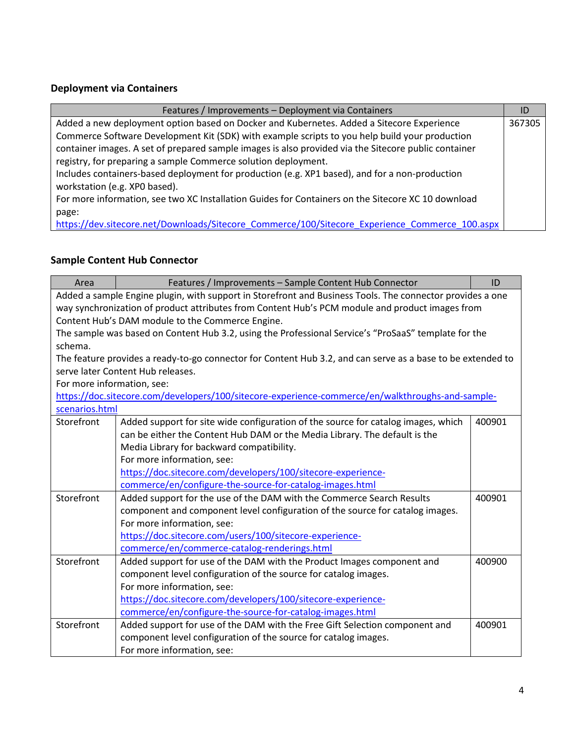### Deployment via Containers

| Features / Improvements – Deployment via Containers | ID |
|---|---|
| Added a new deployment option based on Docker and Kubernetes. Added a Sitecore Experience Commerce Software Development Kit (SDK) with example scripts to you help build your production container images. A set of prepared sample images is also provided via the Sitecore public container registry, for preparing a sample Commerce solution deployment.<br>Includes containers-based deployment for production (e.g. XP1 based), and for a non-production workstation (e.g. XP0 based).<br>For more information, see two XC Installation Guides for Containers on the Sitecore XC 10 download page:<br>https://dev.sitecore.net/Downloads/Sitecore_Commerce/100/Sitecore_Experience_Commerce_100.aspx | 367305 |

### Sample Content Hub Connector

| Area | Features / Improvements – Sample Content Hub Connector | ID |
|---|---|---|
| Added a sample Engine plugin, with support in Storefront and Business Tools. The connector provides a one way synchronization of product attributes from Content Hub's PCM module and product images from Content Hub's DAM module to the Commerce Engine.<br>The sample was based on Content Hub 3.2, using the Professional Service's "ProSaaS" template for the schema.<br>The feature provides a ready-to-go connector for Content Hub 3.2, and can serve as a base to be extended to serve later Content Hub releases.<br>For more information, see:<br>https://doc.sitecore.com/developers/100/sitecore-experience-commerce/en/walkthroughs-and-sample-scenarios.html | | |
| Storefront | Added support for site wide configuration of the source for catalog images, which can be either the Content Hub DAM or the Media Library. The default is the Media Library for backward compatibility.<br>For more information, see:<br>https://doc.sitecore.com/developers/100/sitecore-experience-commerce/en/configure-the-source-for-catalog-images.html | 400901 |
| Storefront | Added support for the use of the DAM with the Commerce Search Results component and component level configuration of the source for catalog images.<br>For more information, see:<br>https://doc.sitecore.com/users/100/sitecore-experience-commerce/en/commerce-catalog-renderings.html | 400901 |
| Storefront | Added support for use of the DAM with the Product Images component and component level configuration of the source for catalog images.<br>For more information, see:<br>https://doc.sitecore.com/developers/100/sitecore-experience-commerce/en/configure-the-source-for-catalog-images.html | 400900 |
| Storefront | Added support for use of the DAM with the Free Gift Selection component and component level configuration of the source for catalog images.<br>For more information, see: | 400901 |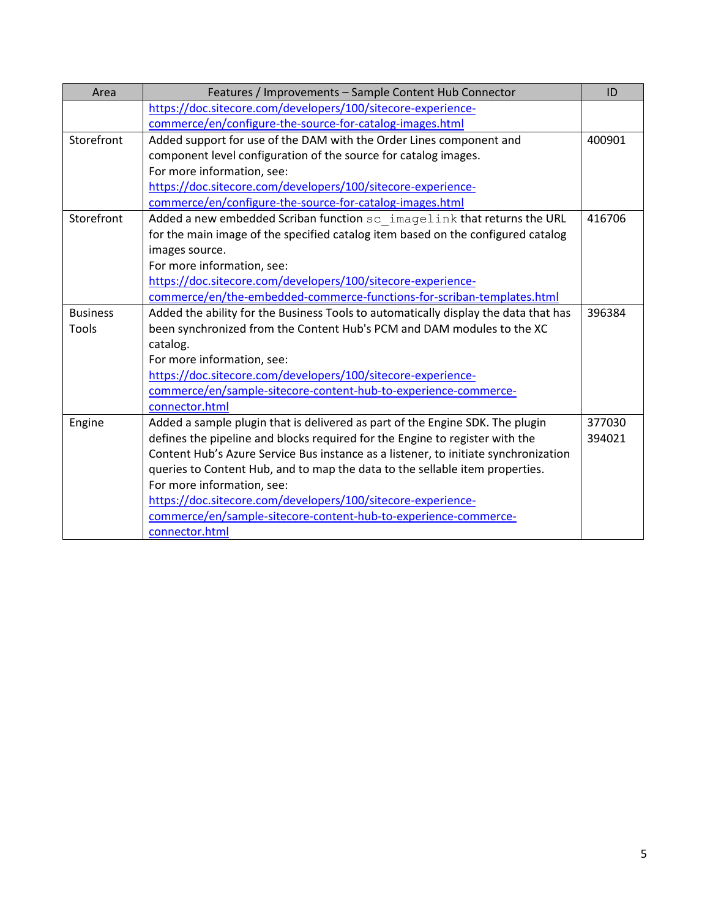| Area | Features / Improvements – Sample Content Hub Connector | ID |
| --- | --- | --- |
| | https://doc.sitecore.com/developers/100/sitecore-experience-commerce/en/configure-the-source-for-catalog-images.html | |
| Storefront | Added support for use of the DAM with the Order Lines component and component level configuration of the source for catalog images.<br>For more information, see:<br>https://doc.sitecore.com/developers/100/sitecore-experience-commerce/en/configure-the-source-for-catalog-images.html | 400901 |
| Storefront | Added a new embedded Scriban function `sc_imagelink` that returns the URL for the main image of the specified catalog item based on the configured catalog images source.<br>For more information, see:<br>https://doc.sitecore.com/developers/100/sitecore-experience-commerce/en/the-embedded-commerce-functions-for-scriban-templates.html | 416706 |
| Business Tools | Added the ability for the Business Tools to automatically display the data that has been synchronized from the Content Hub's PCM and DAM modules to the XC catalog.<br>For more information, see:<br>https://doc.sitecore.com/developers/100/sitecore-experience-commerce/en/sample-sitecore-content-hub-to-experience-commerce-connector.html | 396384 |
| Engine | Added a sample plugin that is delivered as part of the Engine SDK. The plugin defines the pipeline and blocks required for the Engine to register with the Content Hub's Azure Service Bus instance as a listener, to initiate synchronization queries to Content Hub, and to map the data to the sellable item properties.<br>For more information, see:<br>https://doc.sitecore.com/developers/100/sitecore-experience-commerce/en/sample-sitecore-content-hub-to-experience-commerce-connector.html | 377030<br>394021 |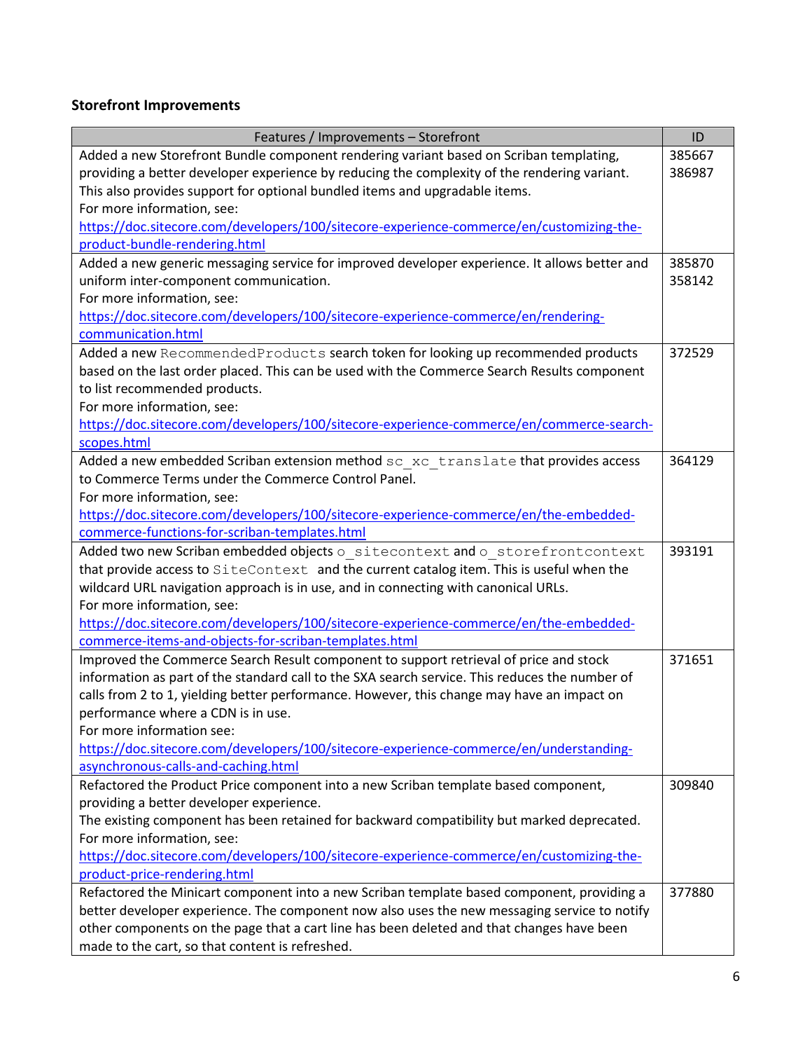### Storefront Improvements

| Features / Improvements – Storefront | ID |
|---|---|
| Added a new Storefront Bundle component rendering variant based on Scriban templating, providing a better developer experience by reducing the complexity of the rendering variant. This also provides support for optional bundled items and upgradable items.<br>For more information, see:<br>https://doc.sitecore.com/developers/100/sitecore-experience-commerce/en/customizing-the-product-bundle-rendering.html | 385667<br>386987 |
| Added a new generic messaging service for improved developer experience. It allows better and uniform inter-component communication.<br>For more information, see:<br>https://doc.sitecore.com/developers/100/sitecore-experience-commerce/en/rendering-communication.html | 385870<br>358142 |
| Added a new `RecommendedProducts` search token for looking up recommended products based on the last order placed. This can be used with the Commerce Search Results component to list recommended products.<br>For more information, see:<br>https://doc.sitecore.com/developers/100/sitecore-experience-commerce/en/commerce-search-scopes.html | 372529 |
| Added a new embedded Scriban extension method `sc_xc_translate` that provides access to Commerce Terms under the Commerce Control Panel.<br>For more information, see:<br>https://doc.sitecore.com/developers/100/sitecore-experience-commerce/en/the-embedded-commerce-functions-for-scriban-templates.html | 364129 |
| Added two new Scriban embedded objects `o_sitecontext` and `o_storefrontcontext` that provide access to `SiteContext` and the current catalog item. This is useful when the wildcard URL navigation approach is in use, and in connecting with canonical URLs.<br>For more information, see:<br>https://doc.sitecore.com/developers/100/sitecore-experience-commerce/en/the-embedded-commerce-items-and-objects-for-scriban-templates.html | 393191 |
| Improved the Commerce Search Result component to support retrieval of price and stock information as part of the standard call to the SXA search service. This reduces the number of calls from 2 to 1, yielding better performance. However, this change may have an impact on performance where a CDN is in use.<br>For more information see:<br>https://doc.sitecore.com/developers/100/sitecore-experience-commerce/en/understanding-asynchronous-calls-and-caching.html | 371651 |
| Refactored the Product Price component into a new Scriban template based component, providing a better developer experience.<br>The existing component has been retained for backward compatibility but marked deprecated.<br>For more information, see:<br>https://doc.sitecore.com/developers/100/sitecore-experience-commerce/en/customizing-the-product-price-rendering.html | 309840 |
| Refactored the Minicart component into a new Scriban template based component, providing a better developer experience. The component now also uses the new messaging service to notify other components on the page that a cart line has been deleted and that changes have been made to the cart, so that content is refreshed. | 377880 |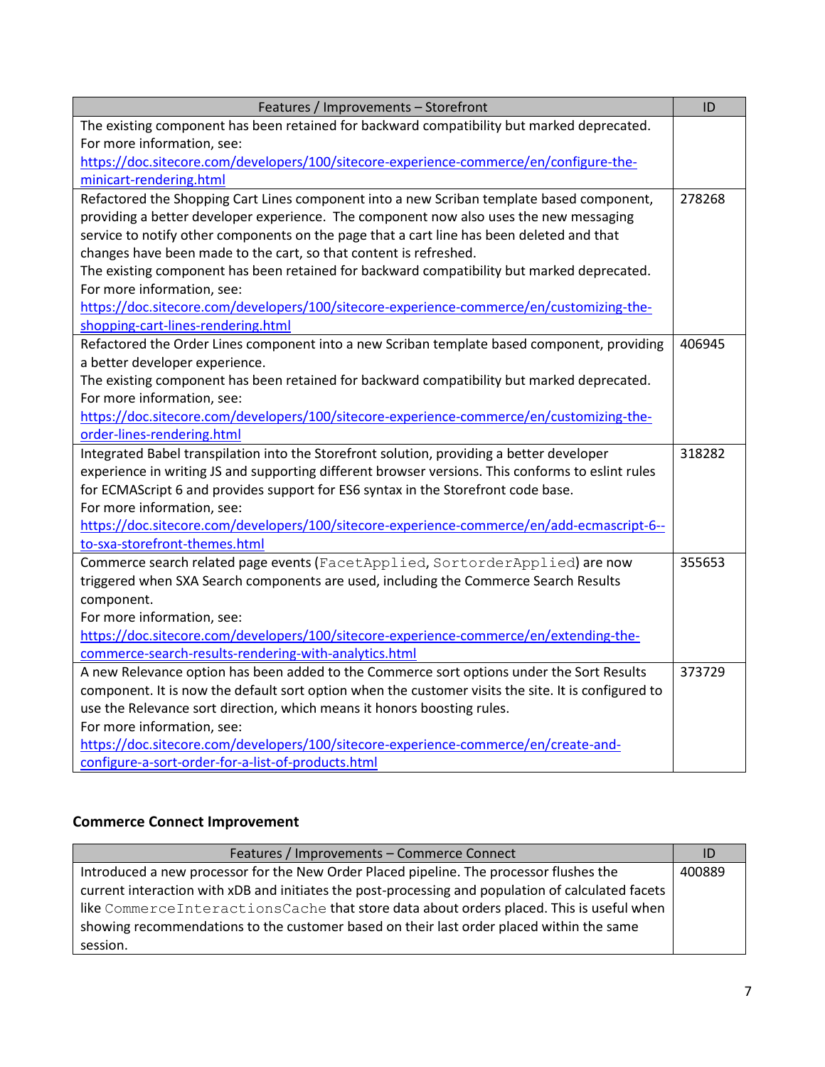| Features / Improvements – Storefront | ID |
|---|---|
| The existing component has been retained for backward compatibility but marked deprecated.<br>For more information, see:<br>https://doc.sitecore.com/developers/100/sitecore-experience-commerce/en/configure-the-minicart-rendering.html | |
| Refactored the Shopping Cart Lines component into a new Scriban template based component, providing a better developer experience. The component now also uses the new messaging service to notify other components on the page that a cart line has been deleted and that changes have been made to the cart, so that content is refreshed.<br>The existing component has been retained for backward compatibility but marked deprecated.<br>For more information, see:<br>https://doc.sitecore.com/developers/100/sitecore-experience-commerce/en/customizing-the-shopping-cart-lines-rendering.html | 278268 |
| Refactored the Order Lines component into a new Scriban template based component, providing a better developer experience.<br>The existing component has been retained for backward compatibility but marked deprecated.<br>For more information, see:<br>https://doc.sitecore.com/developers/100/sitecore-experience-commerce/en/customizing-the-order-lines-rendering.html | 406945 |
| Integrated Babel transpilation into the Storefront solution, providing a better developer experience in writing JS and supporting different browser versions. This conforms to eslint rules for ECMAScript 6 and provides support for ES6 syntax in the Storefront code base.<br>For more information, see:<br>https://doc.sitecore.com/developers/100/sitecore-experience-commerce/en/add-ecmascript-6--to-sxa-storefront-themes.html | 318282 |
| Commerce search related page events (`FacetApplied`, `SortorderApplied`) are now triggered when SXA Search components are used, including the Commerce Search Results component.<br>For more information, see:<br>https://doc.sitecore.com/developers/100/sitecore-experience-commerce/en/extending-the-commerce-search-results-rendering-with-analytics.html | 355653 |
| A new Relevance option has been added to the Commerce sort options under the Sort Results component. It is now the default sort option when the customer visits the site. It is configured to use the Relevance sort direction, which means it honors boosting rules.<br>For more information, see:<br>https://doc.sitecore.com/developers/100/sitecore-experience-commerce/en/create-and-configure-a-sort-order-for-a-list-of-products.html | 373729 |

### Commerce Connect Improvement

| Features / Improvements – Commerce Connect | ID |
|---|---|
| Introduced a new processor for the New Order Placed pipeline. The processor flushes the current interaction with xDB and initiates the post-processing and population of calculated facets like `CommerceInteractionsCache` that store data about orders placed. This is useful when showing recommendations to the customer based on their last order placed within the same session. | 400889 |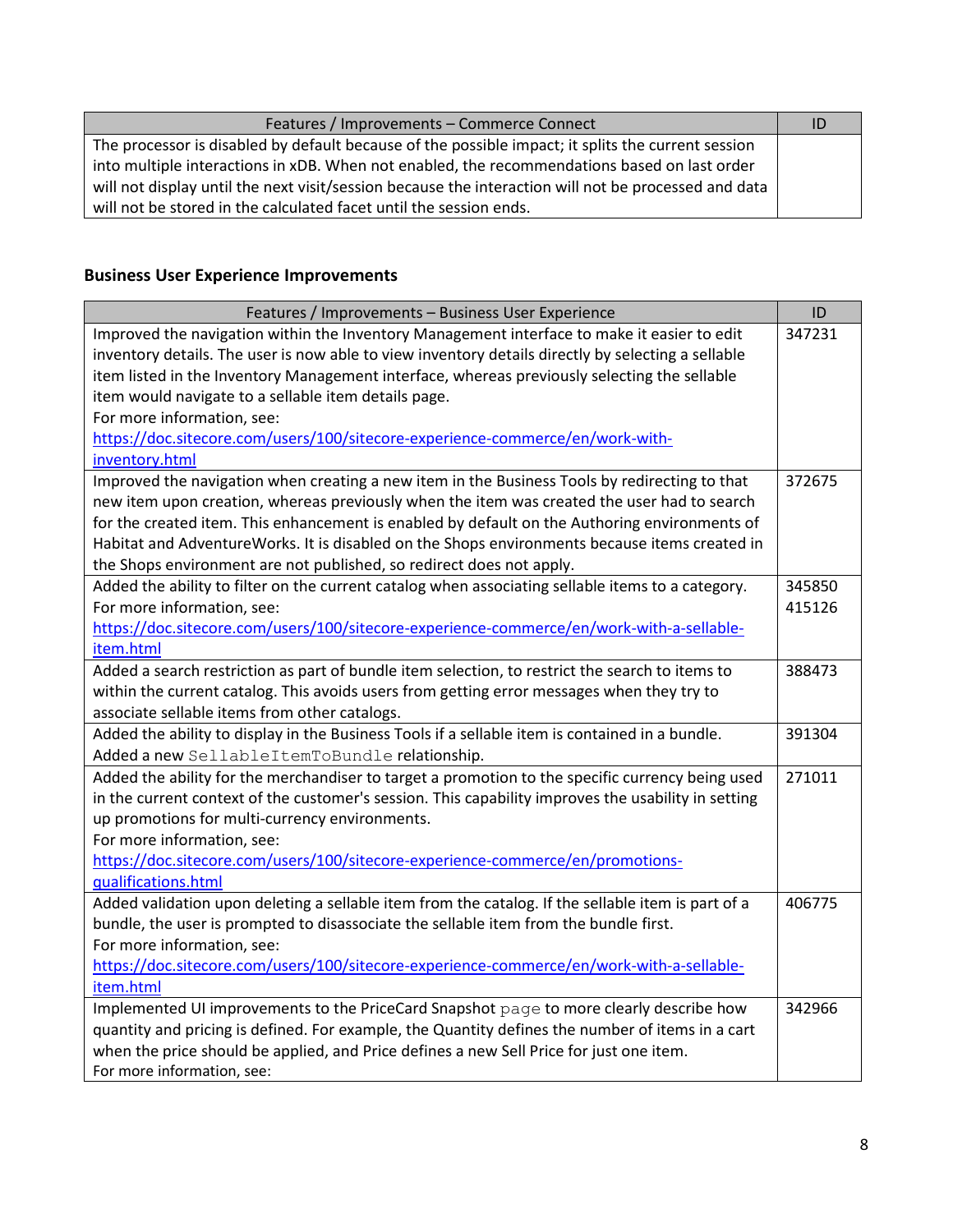| Features / Improvements – Commerce Connect | ID |
|---|---|
| The processor is disabled by default because of the possible impact; it splits the current session into multiple interactions in xDB. When not enabled, the recommendations based on last order will not display until the next visit/session because the interaction will not be processed and data will not be stored in the calculated facet until the session ends. | |

### Business User Experience Improvements

| Features / Improvements – Business User Experience | ID |
|---|---|
| Improved the navigation within the Inventory Management interface to make it easier to edit inventory details. The user is now able to view inventory details directly by selecting a sellable item listed in the Inventory Management interface, whereas previously selecting the sellable item would navigate to a sellable item details page.<br>For more information, see:<br>https://doc.sitecore.com/users/100/sitecore-experience-commerce/en/work-with-inventory.html | 347231 |
| Improved the navigation when creating a new item in the Business Tools by redirecting to that new item upon creation, whereas previously when the item was created the user had to search for the created item. This enhancement is enabled by default on the Authoring environments of Habitat and AdventureWorks. It is disabled on the Shops environments because items created in the Shops environment are not published, so redirect does not apply. | 372675 |
| Added the ability to filter on the current catalog when associating sellable items to a category.<br>For more information, see:<br>https://doc.sitecore.com/users/100/sitecore-experience-commerce/en/work-with-a-sellable-item.html | 345850<br>415126 |
| Added a search restriction as part of bundle item selection, to restrict the search to items to within the current catalog. This avoids users from getting error messages when they try to associate sellable items from other catalogs. | 388473 |
| Added the ability to display in the Business Tools if a sellable item is contained in a bundle. Added a new `SellableItemToBundle` relationship. | 391304 |
| Added the ability for the merchandiser to target a promotion to the specific currency being used in the current context of the customer's session. This capability improves the usability in setting up promotions for multi-currency environments.<br>For more information, see:<br>https://doc.sitecore.com/users/100/sitecore-experience-commerce/en/promotions-qualifications.html | 271011 |
| Added validation upon deleting a sellable item from the catalog. If the sellable item is part of a bundle, the user is prompted to disassociate the sellable item from the bundle first.<br>For more information, see:<br>https://doc.sitecore.com/users/100/sitecore-experience-commerce/en/work-with-a-sellable-item.html | 406775 |
| Implemented UI improvements to the PriceCard Snapshot `page` to more clearly describe how quantity and pricing is defined. For example, the Quantity defines the number of items in a cart when the price should be applied, and Price defines a new Sell Price for just one item.<br>For more information, see: | 342966 |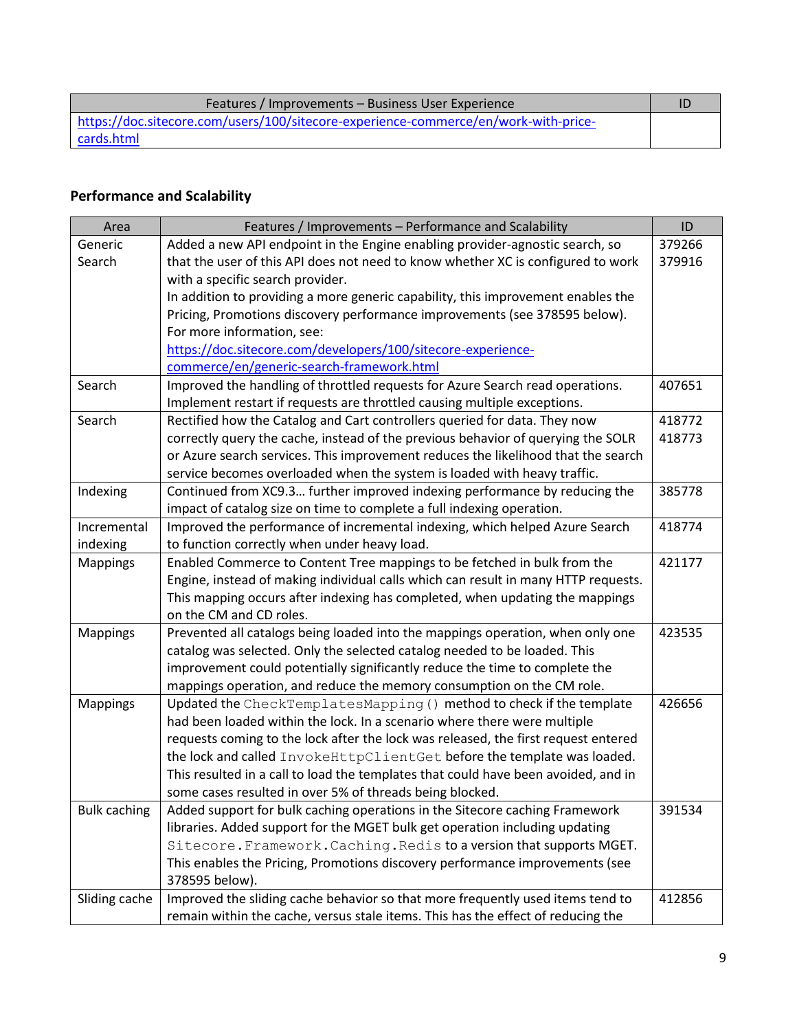| Features / Improvements – Business User Experience | ID |
| --- | --- |
| https://doc.sitecore.com/users/100/sitecore-experience-commerce/en/work-with-price-cards.html | |

### Performance and Scalability

| Area | Features / Improvements – Performance and Scalability | ID |
| --- | --- | --- |
| Generic Search | Added a new API endpoint in the Engine enabling provider-agnostic search, so that the user of this API does not need to know whether XC is configured to work with a specific search provider.<br>In addition to providing a more generic capability, this improvement enables the Pricing, Promotions discovery performance improvements (see 378595 below). For more information, see: https://doc.sitecore.com/developers/100/sitecore-experience-commerce/en/generic-search-framework.html | 379266<br>379916 |
| Search | Improved the handling of throttled requests for Azure Search read operations. Implement restart if requests are throttled causing multiple exceptions. | 407651 |
| Search | Rectified how the Catalog and Cart controllers queried for data. They now correctly query the cache, instead of the previous behavior of querying the SOLR or Azure search services. This improvement reduces the likelihood that the search service becomes overloaded when the system is loaded with heavy traffic. | 418772<br>418773 |
| Indexing | Continued from XC9.3… further improved indexing performance by reducing the impact of catalog size on time to complete a full indexing operation. | 385778 |
| Incremental indexing | Improved the performance of incremental indexing, which helped Azure Search to function correctly when under heavy load. | 418774 |
| Mappings | Enabled Commerce to Content Tree mappings to be fetched in bulk from the Engine, instead of making individual calls which can result in many HTTP requests. This mapping occurs after indexing has completed, when updating the mappings on the CM and CD roles. | 421177 |
| Mappings | Prevented all catalogs being loaded into the mappings operation, when only one catalog was selected. Only the selected catalog needed to be loaded. This improvement could potentially significantly reduce the time to complete the mappings operation, and reduce the memory consumption on the CM role. | 423535 |
| Mappings | Updated the `CheckTemplatesMapping()` method to check if the template had been loaded within the lock. In a scenario where there were multiple requests coming to the lock after the lock was released, the first request entered the lock and called `InvokeHttpClientGet` before the template was loaded. This resulted in a call to load the templates that could have been avoided, and in some cases resulted in over 5% of threads being blocked. | 426656 |
| Bulk caching | Added support for bulk caching operations in the Sitecore caching Framework libraries. Added support for the MGET bulk get operation including updating `Sitecore.Framework.Caching.Redis` to a version that supports MGET. This enables the Pricing, Promotions discovery performance improvements (see 378595 below). | 391534 |
| Sliding cache | Improved the sliding cache behavior so that more frequently used items tend to remain within the cache, versus stale items. This has the effect of reducing the | 412856 |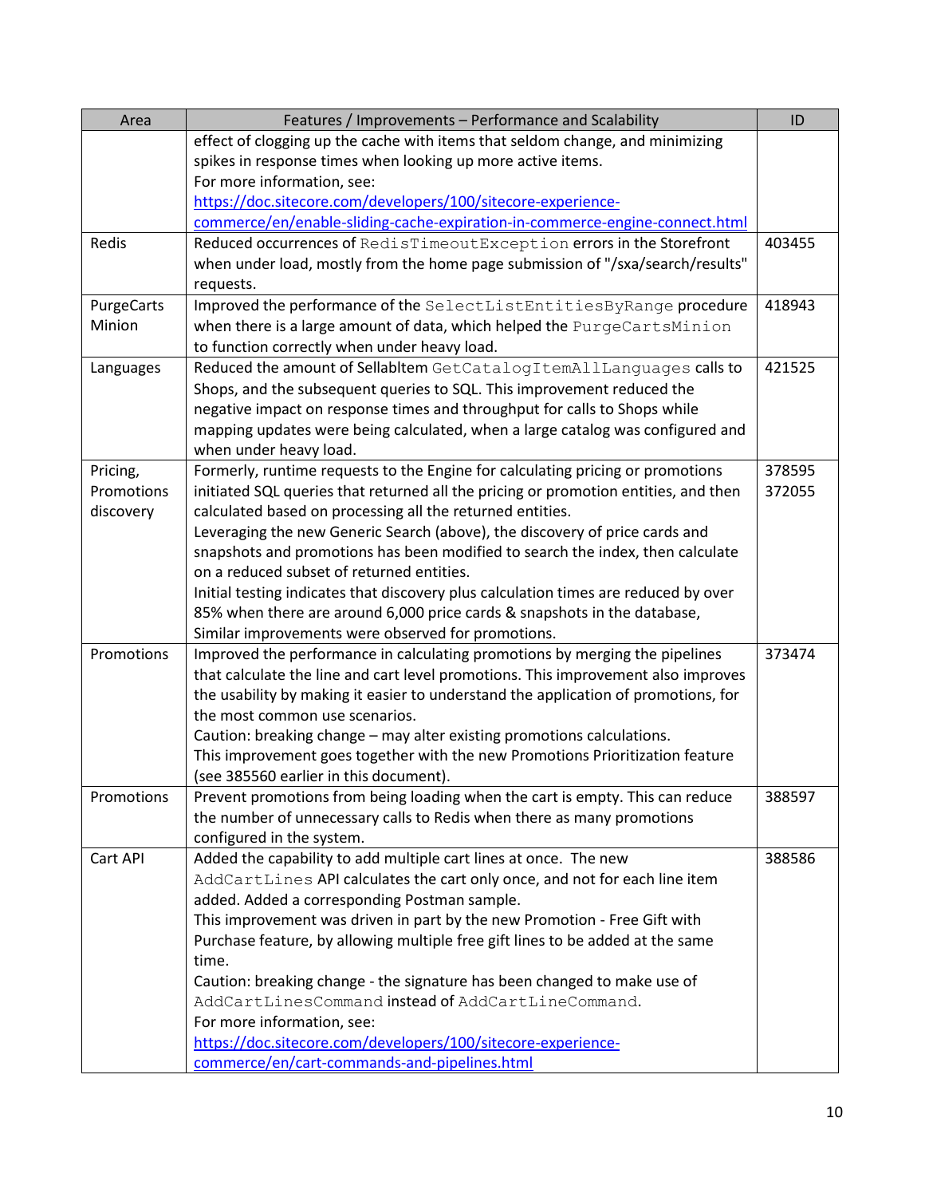| Area | Features / Improvements – Performance and Scalability | ID |
| --- | --- | --- |
| | effect of clogging up the cache with items that seldom change, and minimizing spikes in response times when looking up more active items.<br>For more information, see:<br>https://doc.sitecore.com/developers/100/sitecore-experience-commerce/en/enable-sliding-cache-expiration-in-commerce-engine-connect.html | |
| Redis | Reduced occurrences of `RedisTimeoutException` errors in the Storefront when under load, mostly from the home page submission of "/sxa/search/results" requests. | 403455 |
| PurgeCarts Minion | Improved the performance of the `SelectListEntitiesByRange` procedure when there is a large amount of data, which helped the `PurgeCartsMinion` to function correctly when under heavy load. | 418943 |
| Languages | Reduced the amount of SellabItem `GetCatalogItemAllLanguages` calls to Shops, and the subsequent queries to SQL. This improvement reduced the negative impact on response times and throughput for calls to Shops while mapping updates were being calculated, when a large catalog was configured and when under heavy load. | 421525 |
| Pricing, Promotions discovery | Formerly, runtime requests to the Engine for calculating pricing or promotions initiated SQL queries that returned all the pricing or promotion entities, and then calculated based on processing all the returned entities.<br>Leveraging the new Generic Search (above), the discovery of price cards and snapshots and promotions has been modified to search the index, then calculate on a reduced subset of returned entities.<br>Initial testing indicates that discovery plus calculation times are reduced by over 85% when there are around 6,000 price cards & snapshots in the database, Similar improvements were observed for promotions. | 378595<br>372055 |
| Promotions | Improved the performance in calculating promotions by merging the pipelines that calculate the line and cart level promotions. This improvement also improves the usability by making it easier to understand the application of promotions, for the most common use scenarios.<br>Caution: breaking change – may alter existing promotions calculations.<br>This improvement goes together with the new Promotions Prioritization feature (see 385560 earlier in this document). | 373474 |
| Promotions | Prevent promotions from being loading when the cart is empty. This can reduce the number of unnecessary calls to Redis when there as many promotions configured in the system. | 388597 |
| Cart API | Added the capability to add multiple cart lines at once. The new `AddCartLines` API calculates the cart only once, and not for each line item added. Added a corresponding Postman sample.<br>This improvement was driven in part by the new Promotion - Free Gift with Purchase feature, by allowing multiple free gift lines to be added at the same time.<br>Caution: breaking change - the signature has been changed to make use of `AddCartLinesCommand` instead of `AddCartLineCommand`.<br>For more information, see:<br>https://doc.sitecore.com/developers/100/sitecore-experience-commerce/en/cart-commands-and-pipelines.html | 388586 |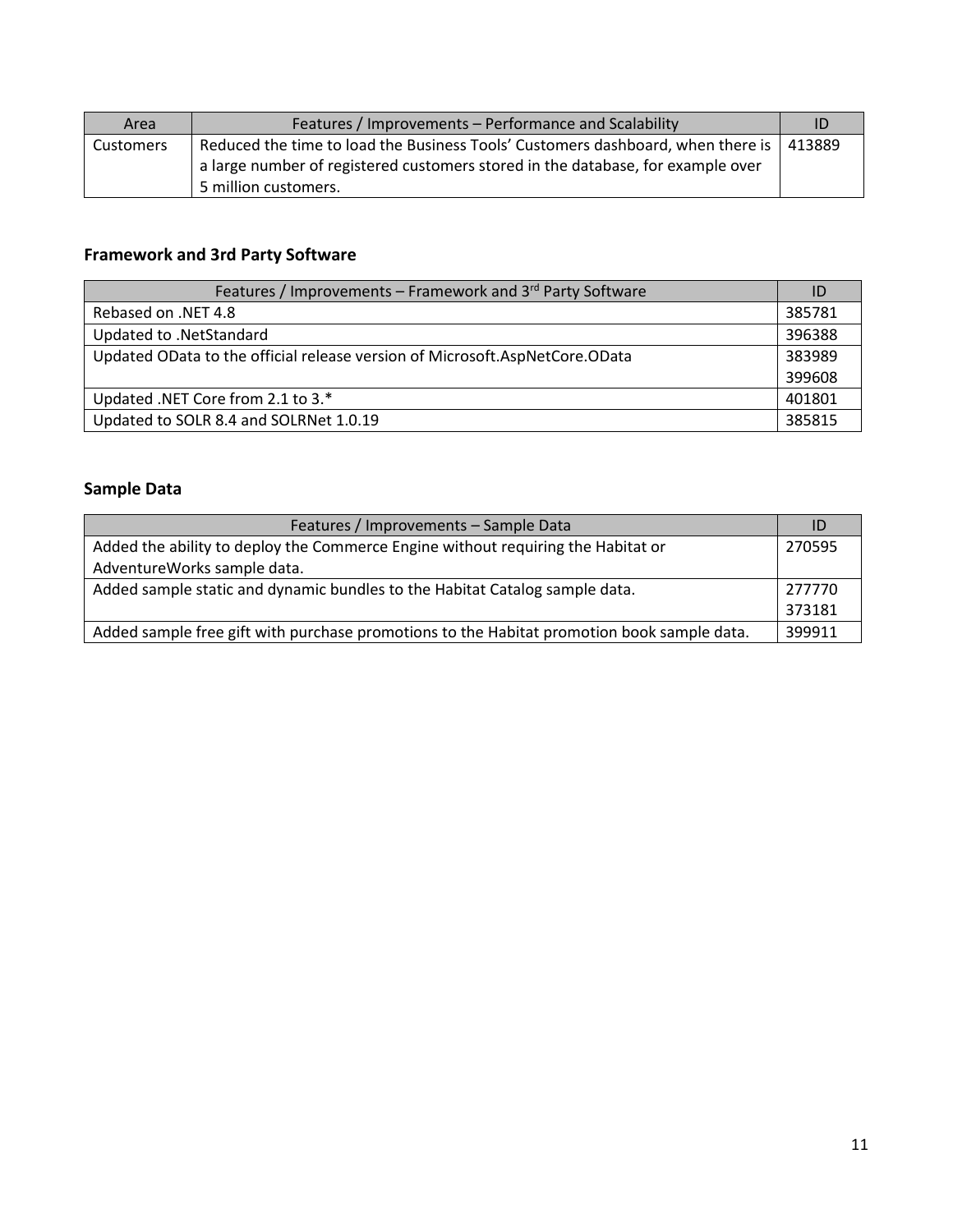| Area | Features / Improvements – Performance and Scalability | ID |
| --- | --- | --- |
| Customers | Reduced the time to load the Business Tools' Customers dashboard, when there is a large number of registered customers stored in the database, for example over 5 million customers. | 413889 |

### Framework and 3rd Party Software

| Features / Improvements – Framework and 3rd Party Software | ID |
| --- | --- |
| Rebased on .NET 4.8 | 385781 |
| Updated to .NetStandard | 396388 |
| Updated OData to the official release version of Microsoft.AspNetCore.OData | 383989<br>399608 |
| Updated .NET Core from 2.1 to 3.* | 401801 |
| Updated to SOLR 8.4 and SOLRNet 1.0.19 | 385815 |

### Sample Data

| Features / Improvements – Sample Data | ID |
| --- | --- |
| Added the ability to deploy the Commerce Engine without requiring the Habitat or AdventureWorks sample data. | 270595 |
| Added sample static and dynamic bundles to the Habitat Catalog sample data. | 277770<br>373181 |
| Added sample free gift with purchase promotions to the Habitat promotion book sample data. | 399911 |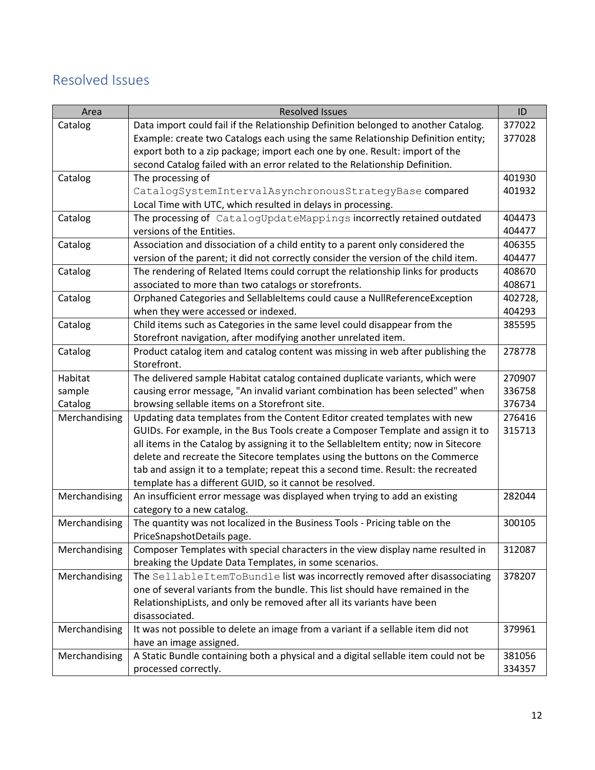## Resolved Issues

| Area | Resolved Issues | ID |
|---|---|---|
| Catalog | Data import could fail if the Relationship Definition belonged to another Catalog. Example: create two Catalogs each using the same Relationship Definition entity; export both to a zip package; import each one by one. Result: import of the second Catalog failed with an error related to the Relationship Definition. | 377022 377028 |
| Catalog | The processing of `CatalogSystemIntervalAsynchronousStrategyBase` compared Local Time with UTC, which resulted in delays in processing. | 401930 401932 |
| Catalog | The processing of `CatalogUpdateMappings` incorrectly retained outdated versions of the Entities. | 404473 404477 |
| Catalog | Association and dissociation of a child entity to a parent only considered the version of the parent; it did not correctly consider the version of the child item. | 406355 404477 |
| Catalog | The rendering of Related Items could corrupt the relationship links for products associated to more than two catalogs or storefronts. | 408670 408671 |
| Catalog | Orphaned Categories and SellableItems could cause a NullReferenceException when they were accessed or indexed. | 402728, 404293 |
| Catalog | Child items such as Categories in the same level could disappear from the Storefront navigation, after modifying another unrelated item. | 385595 |
| Catalog | Product catalog item and catalog content was missing in web after publishing the Storefront. | 278778 |
| Habitat sample Catalog | The delivered sample Habitat catalog contained duplicate variants, which were causing error message, "An invalid variant combination has been selected" when browsing sellable items on a Storefront site. | 270907 336758 376734 |
| Merchandising | Updating data templates from the Content Editor created templates with new GUIDs. For example, in the Bus Tools create a Composer Template and assign it to all items in the Catalog by assigning it to the SellableItem entity; now in Sitecore delete and recreate the Sitecore templates using the buttons on the Commerce tab and assign it to a template; repeat this a second time. Result: the recreated template has a different GUID, so it cannot be resolved. | 276416 315713 |
| Merchandising | An insufficient error message was displayed when trying to add an existing category to a new catalog. | 282044 |
| Merchandising | The quantity was not localized in the Business Tools - Pricing table on the PriceSnapshotDetails page. | 300105 |
| Merchandising | Composer Templates with special characters in the view display name resulted in breaking the Update Data Templates, in some scenarios. | 312087 |
| Merchandising | The `SellableItemToBundle` list was incorrectly removed after disassociating one of several variants from the bundle. This list should have remained in the RelationshipLists, and only be removed after all its variants have been disassociated. | 378207 |
| Merchandising | It was not possible to delete an image from a variant if a sellable item did not have an image assigned. | 379961 |
| Merchandising | A Static Bundle containing both a physical and a digital sellable item could not be processed correctly. | 381056 334357 |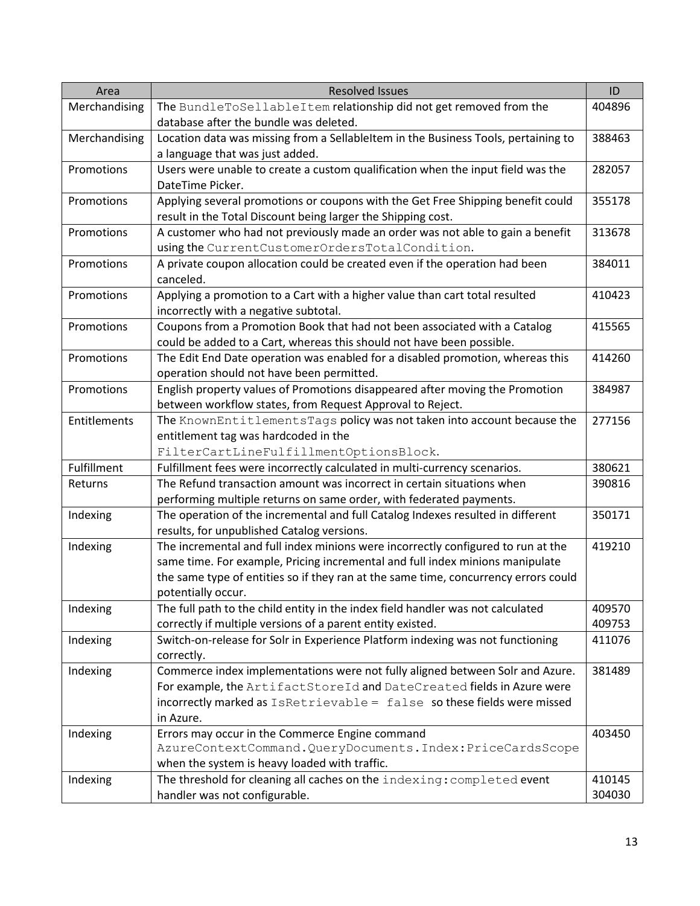| Area | Resolved Issues | ID |
|---|---|---|
| Merchandising | The `BundleToSellableItem` relationship did not get removed from the database after the bundle was deleted. | 404896 |
| Merchandising | Location data was missing from a SellableItem in the Business Tools, pertaining to a language that was just added. | 388463 |
| Promotions | Users were unable to create a custom qualification when the input field was the DateTime Picker. | 282057 |
| Promotions | Applying several promotions or coupons with the Get Free Shipping benefit could result in the Total Discount being larger the Shipping cost. | 355178 |
| Promotions | A customer who had not previously made an order was not able to gain a benefit using the `CurrentCustomerOrdersTotalCondition`. | 313678 |
| Promotions | A private coupon allocation could be created even if the operation had been canceled. | 384011 |
| Promotions | Applying a promotion to a Cart with a higher value than cart total resulted incorrectly with a negative subtotal. | 410423 |
| Promotions | Coupons from a Promotion Book that had not been associated with a Catalog could be added to a Cart, whereas this should not have been possible. | 415565 |
| Promotions | The Edit End Date operation was enabled for a disabled promotion, whereas this operation should not have been permitted. | 414260 |
| Promotions | English property values of Promotions disappeared after moving the Promotion between workflow states, from Request Approval to Reject. | 384987 |
| Entitlements | The `KnownEntitlementsTags` policy was not taken into account because the entitlement tag was hardcoded in the `FilterCartLineFulfillmentOptionsBlock`. | 277156 |
| Fulfillment | Fulfillment fees were incorrectly calculated in multi-currency scenarios. | 380621 |
| Returns | The Refund transaction amount was incorrect in certain situations when performing multiple returns on same order, with federated payments. | 390816 |
| Indexing | The operation of the incremental and full Catalog Indexes resulted in different results, for unpublished Catalog versions. | 350171 |
| Indexing | The incremental and full index minions were incorrectly configured to run at the same time. For example, Pricing incremental and full index minions manipulate the same type of entities so if they ran at the same time, concurrency errors could potentially occur. | 419210 |
| Indexing | The full path to the child entity in the index field handler was not calculated correctly if multiple versions of a parent entity existed. | 409570 409753 |
| Indexing | Switch-on-release for Solr in Experience Platform indexing was not functioning correctly. | 411076 |
| Indexing | Commerce index implementations were not fully aligned between Solr and Azure. For example, the `ArtifactStoreId` and `DateCreated` fields in Azure were incorrectly marked as `IsRetrievable = false` so these fields were missed in Azure. | 381489 |
| Indexing | Errors may occur in the Commerce Engine command `AzureContextCommand.QueryDocuments.Index:PriceCardsScope` when the system is heavy loaded with traffic. | 403450 |
| Indexing | The threshold for cleaning all caches on the `indexing:completed` event handler was not configurable. | 410145 304030 |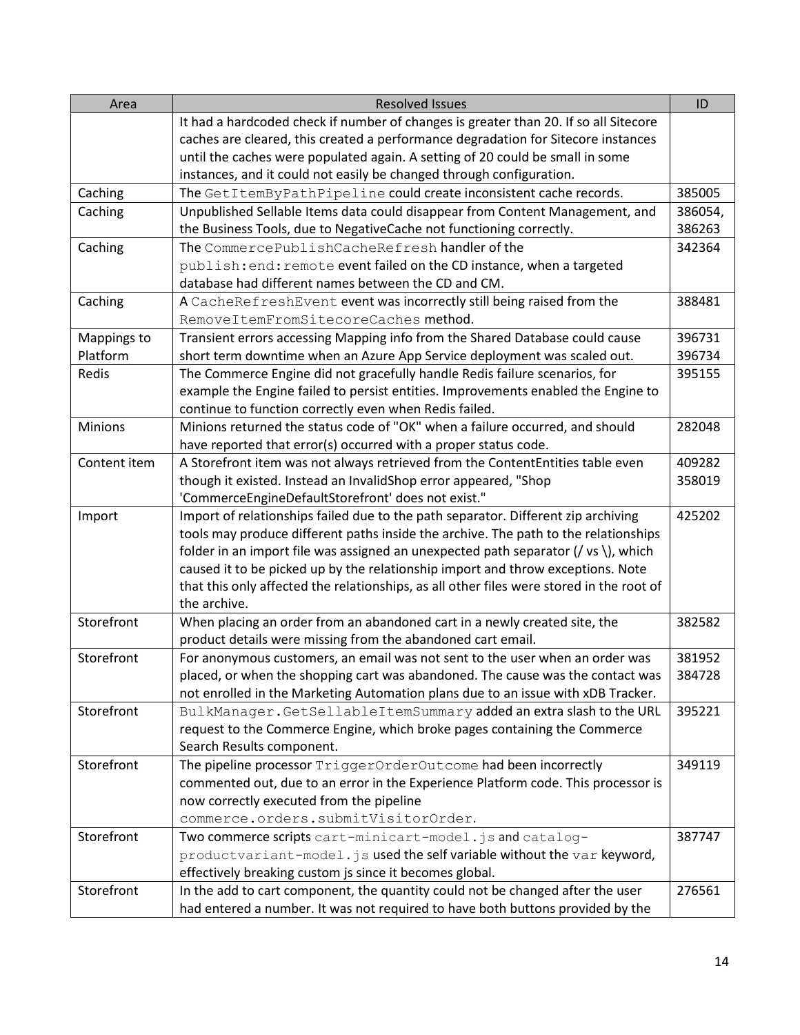| Area | Resolved Issues | ID |
|---|---|---|
| | It had a hardcoded check if number of changes is greater than 20. If so all Sitecore caches are cleared, this created a performance degradation for Sitecore instances until the caches were populated again. A setting of 20 could be small in some instances, and it could not easily be changed through configuration. | |
| Caching | The `GetItemByPathPipeline` could create inconsistent cache records. | 385005 |
| Caching | Unpublished Sellable Items data could disappear from Content Management, and the Business Tools, due to NegativeCache not functioning correctly. | 386054, 386263 |
| Caching | The `CommercePublishCacheRefresh` handler of the `publish:end:remote` event failed on the CD instance, when a targeted database had different names between the CD and CM. | 342364 |
| Caching | A `CacheRefreshEvent` event was incorrectly still being raised from the `RemoveItemFromSitecoreCaches` method. | 388481 |
| Mappings to Platform | Transient errors accessing Mapping info from the Shared Database could cause short term downtime when an Azure App Service deployment was scaled out. | 396731 396734 |
| Redis | The Commerce Engine did not gracefully handle Redis failure scenarios, for example the Engine failed to persist entities. Improvements enabled the Engine to continue to function correctly even when Redis failed. | 395155 |
| Minions | Minions returned the status code of "OK" when a failure occurred, and should have reported that error(s) occurred with a proper status code. | 282048 |
| Content item | A Storefront item was not always retrieved from the ContentEntities table even though it existed. Instead an InvalidShop error appeared, "Shop 'CommerceEngineDefaultStorefront' does not exist." | 409282 358019 |
| Import | Import of relationships failed due to the path separator. Different zip archiving tools may produce different paths inside the archive. The path to the relationships folder in an import file was assigned an unexpected path separator (/ vs \), which caused it to be picked up by the relationship import and throw exceptions. Note that this only affected the relationships, as all other files were stored in the root of the archive. | 425202 |
| Storefront | When placing an order from an abandoned cart in a newly created site, the product details were missing from the abandoned cart email. | 382582 |
| Storefront | For anonymous customers, an email was not sent to the user when an order was placed, or when the shopping cart was abandoned. The cause was the contact was not enrolled in the Marketing Automation plans due to an issue with xDB Tracker. | 381952 384728 |
| Storefront | `BulkManager.GetSellableItemSummary` added an extra slash to the URL request to the Commerce Engine, which broke pages containing the Commerce Search Results component. | 395221 |
| Storefront | The pipeline processor `TriggerOrderOutcome` had been incorrectly commented out, due to an error in the Experience Platform code. This processor is now correctly executed from the pipeline `commerce.orders.submitVisitorOrder`. | 349119 |
| Storefront | Two commerce scripts `cart-minicart-model.js` and `catalog-productvariant-model.js` used the self variable without the `var` keyword, effectively breaking custom js since it becomes global. | 387747 |
| Storefront | In the add to cart component, the quantity could not be changed after the user had entered a number. It was not required to have both buttons provided by the | 276561 |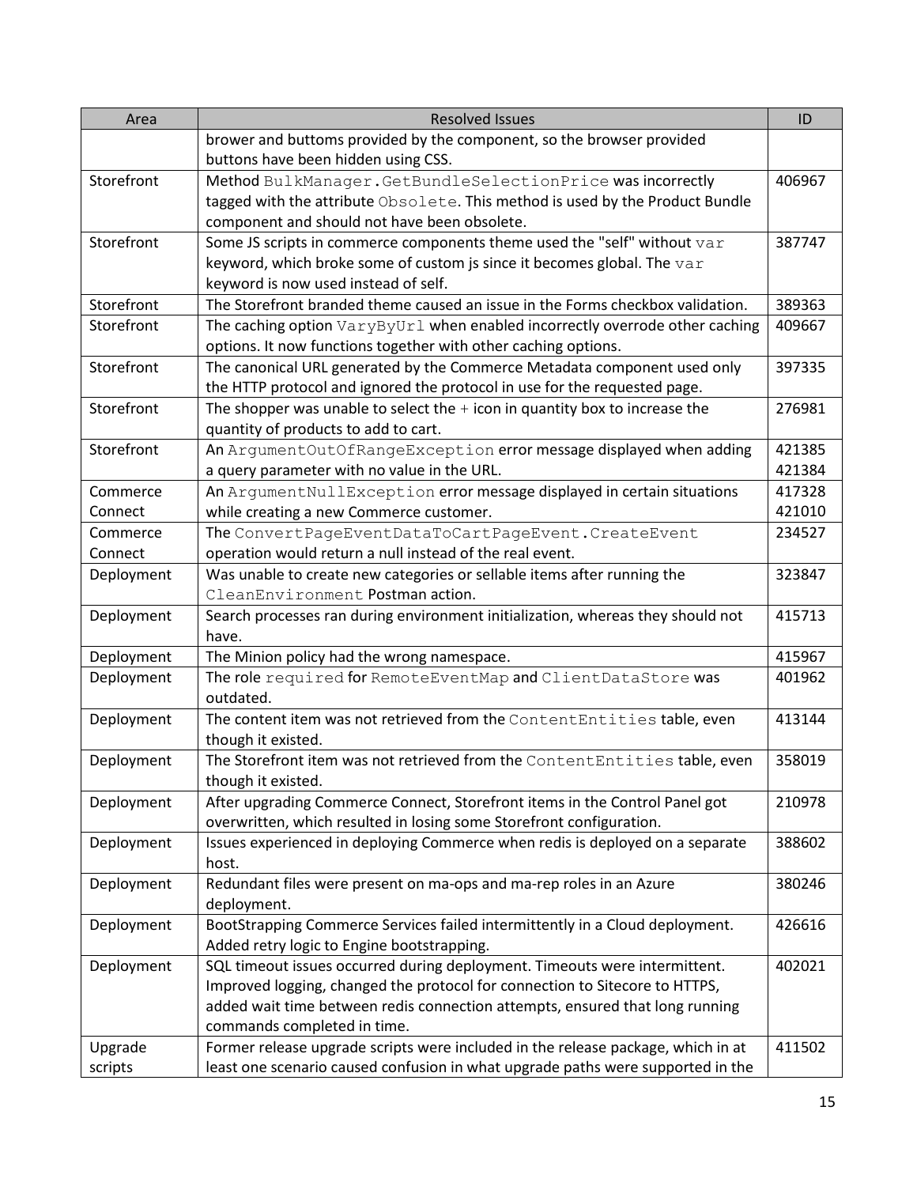| Area | Resolved Issues | ID |
|---|---|---|
| | brower and buttoms provided by the component, so the browser provided buttons have been hidden using CSS. | |
| Storefront | Method `BulkManager.GetBundleSelectionPrice` was incorrectly tagged with the attribute `Obsolete`. This method is used by the Product Bundle component and should not have been obsolete. | 406967 |
| Storefront | Some JS scripts in commerce components theme used the "self" without `var` keyword, which broke some of custom js since it becomes global. The `var` keyword is now used instead of self. | 387747 |
| Storefront | The Storefront branded theme caused an issue in the Forms checkbox validation. | 389363 |
| Storefront | The caching option `VaryByUrl` when enabled incorrectly overrode other caching options. It now functions together with other caching options. | 409667 |
| Storefront | The canonical URL generated by the Commerce Metadata component used only the HTTP protocol and ignored the protocol in use for the requested page. | 397335 |
| Storefront | The shopper was unable to select the + icon in quantity box to increase the quantity of products to add to cart. | 276981 |
| Storefront | An `ArgumentOutOfRangeException` error message displayed when adding a query parameter with no value in the URL. | 421385<br>421384 |
| Commerce Connect | An `ArgumentNullException` error message displayed in certain situations while creating a new Commerce customer. | 417328<br>421010 |
| Commerce Connect | The `ConvertPageEventDataToCartPageEvent.CreateEvent` operation would return a null instead of the real event. | 234527 |
| Deployment | Was unable to create new categories or sellable items after running the `CleanEnvironment` Postman action. | 323847 |
| Deployment | Search processes ran during environment initialization, whereas they should not have. | 415713 |
| Deployment | The Minion policy had the wrong namespace. | 415967 |
| Deployment | The role `required` for `RemoteEventMap` and `ClientDataStore` was outdated. | 401962 |
| Deployment | The content item was not retrieved from the `ContentEntities` table, even though it existed. | 413144 |
| Deployment | The Storefront item was not retrieved from the `ContentEntities` table, even though it existed. | 358019 |
| Deployment | After upgrading Commerce Connect, Storefront items in the Control Panel got overwritten, which resulted in losing some Storefront configuration. | 210978 |
| Deployment | Issues experienced in deploying Commerce when redis is deployed on a separate host. | 388602 |
| Deployment | Redundant files were present on ma-ops and ma-rep roles in an Azure deployment. | 380246 |
| Deployment | BootStrapping Commerce Services failed intermittently in a Cloud deployment. Added retry logic to Engine bootstrapping. | 426616 |
| Deployment | SQL timeout issues occurred during deployment. Timeouts were intermittent. Improved logging, changed the protocol for connection to Sitecore to HTTPS, added wait time between redis connection attempts, ensured that long running commands completed in time. | 402021 |
| Upgrade scripts | Former release upgrade scripts were included in the release package, which in at least one scenario caused confusion in what upgrade paths were supported in the | 411502 |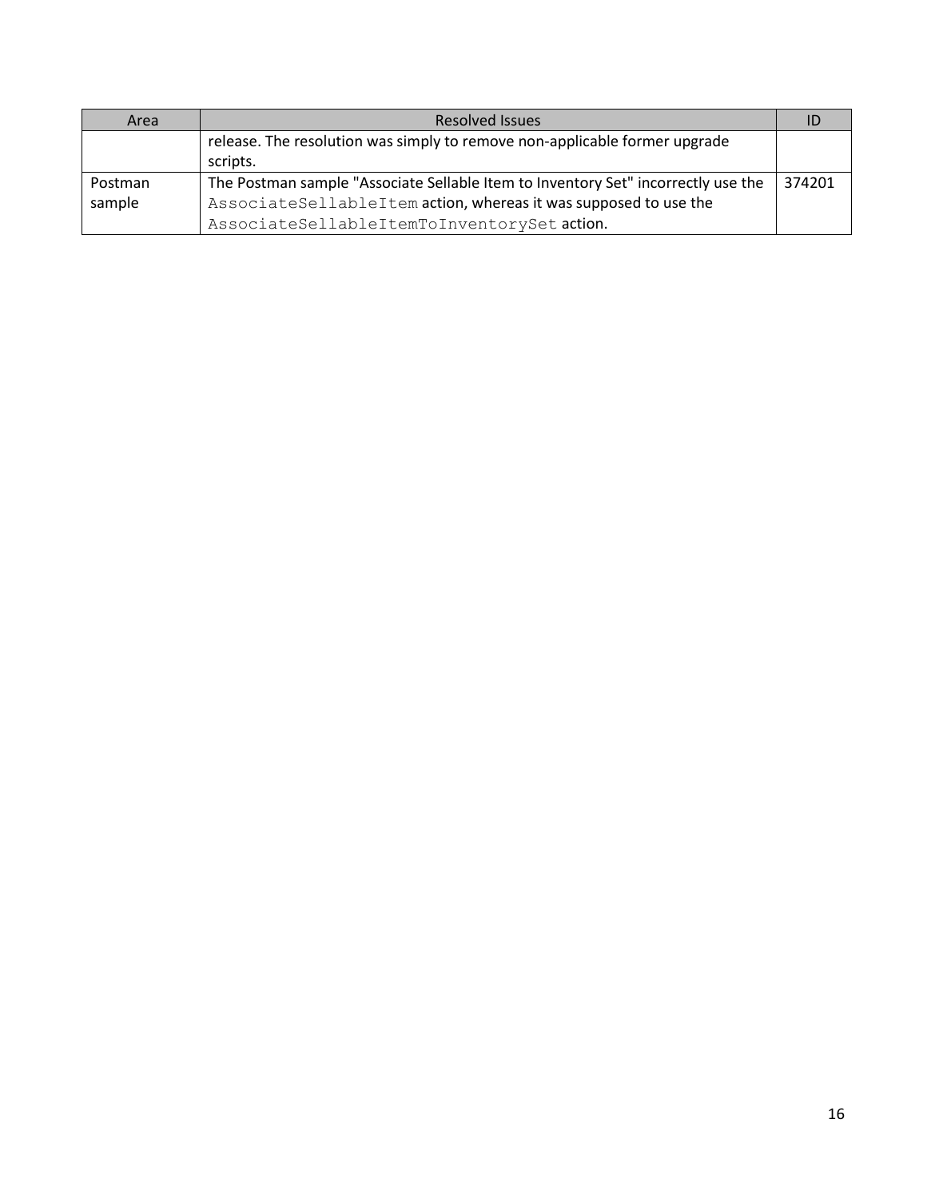| Area | Resolved Issues | ID |
| --- | --- | --- |
| | release. The resolution was simply to remove non-applicable former upgrade scripts. | |
| Postman sample | The Postman sample "Associate Sellable Item to Inventory Set" incorrectly use the `AssociateSellableItem` action, whereas it was supposed to use the `AssociateSellableItemToInventorySet` action. | 374201 |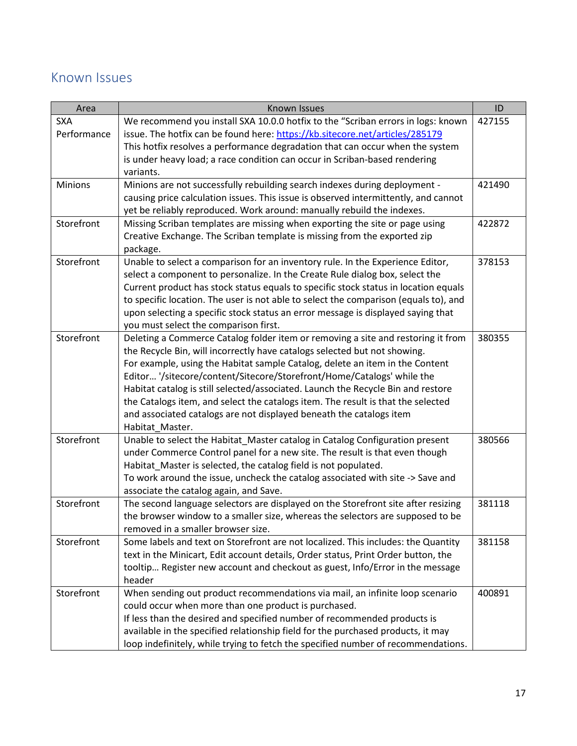## Known Issues

| Area | Known Issues | ID |
|---|---|---|
| SXA Performance | We recommend you install SXA 10.0.0 hotfix to the "Scriban errors in logs: known issue. The hotfix can be found here: [https://kb.sitecore.net/articles/285179](https://kb.sitecore.net/articles/285179) This hotfix resolves a performance degradation that can occur when the system is under heavy load; a race condition can occur in Scriban-based rendering variants. | 427155 |
| Minions | Minions are not successfully rebuilding search indexes during deployment - causing price calculation issues. This issue is observed intermittently, and cannot yet be reliably reproduced. Work around: manually rebuild the indexes. | 421490 |
| Storefront | Missing Scriban templates are missing when exporting the site or page using Creative Exchange. The Scriban template is missing from the exported zip package. | 422872 |
| Storefront | Unable to select a comparison for an inventory rule. In the Experience Editor, select a component to personalize. In the Create Rule dialog box, select the Current product has stock status equals to specific stock status in location equals to specific location. The user is not able to select the comparison (equals to), and upon selecting a specific stock status an error message is displayed saying that you must select the comparison first. | 378153 |
| Storefront | Deleting a Commerce Catalog folder item or removing a site and restoring it from the Recycle Bin, will incorrectly have catalogs selected but not showing. For example, using the Habitat sample Catalog, delete an item in the Content Editor… '/sitecore/content/Sitecore/Storefront/Home/Catalogs' while the Habitat catalog is still selected/associated. Launch the Recycle Bin and restore the Catalogs item, and select the catalogs item. The result is that the selected and associated catalogs are not displayed beneath the catalogs item Habitat_Master. | 380355 |
| Storefront | Unable to select the Habitat_Master catalog in Catalog Configuration present under Commerce Control panel for a new site. The result is that even though Habitat_Master is selected, the catalog field is not populated. To work around the issue, uncheck the catalog associated with site -> Save and associate the catalog again, and Save. | 380566 |
| Storefront | The second language selectors are displayed on the Storefront site after resizing the browser window to a smaller size, whereas the selectors are supposed to be removed in a smaller browser size. | 381118 |
| Storefront | Some labels and text on Storefront are not localized. This includes: the Quantity text in the Minicart, Edit account details, Order status, Print Order button, the tooltip… Register new account and checkout as guest, Info/Error in the message header | 381158 |
| Storefront | When sending out product recommendations via mail, an infinite loop scenario could occur when more than one product is purchased. If less than the desired and specified number of recommended products is available in the specified relationship field for the purchased products, it may loop indefinitely, while trying to fetch the specified number of recommendations. | 400891 |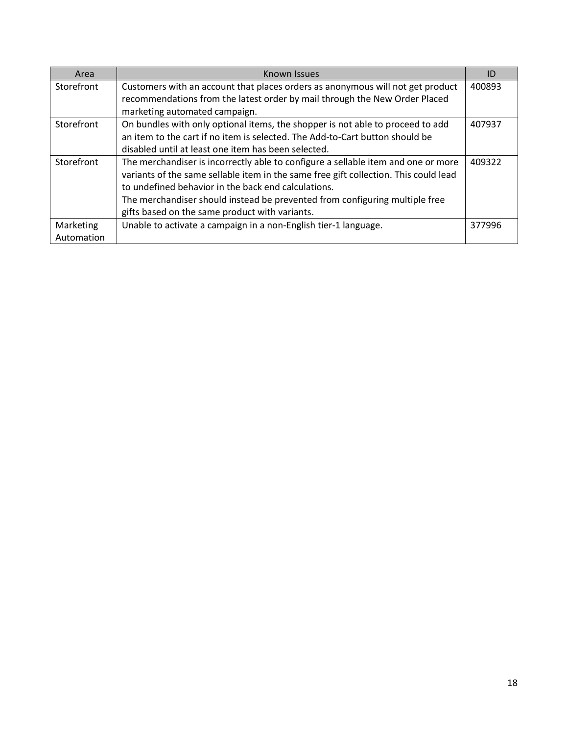| Area | Known Issues | ID |
| --- | --- | --- |
| Storefront | Customers with an account that places orders as anonymous will not get product recommendations from the latest order by mail through the New Order Placed marketing automated campaign. | 400893 |
| Storefront | On bundles with only optional items, the shopper is not able to proceed to add an item to the cart if no item is selected. The Add-to-Cart button should be disabled until at least one item has been selected. | 407937 |
| Storefront | The merchandiser is incorrectly able to configure a sellable item and one or more variants of the same sellable item in the same free gift collection. This could lead to undefined behavior in the back end calculations.<br>The merchandiser should instead be prevented from configuring multiple free gifts based on the same product with variants. | 409322 |
| Marketing Automation | Unable to activate a campaign in a non-English tier-1 language. | 377996 |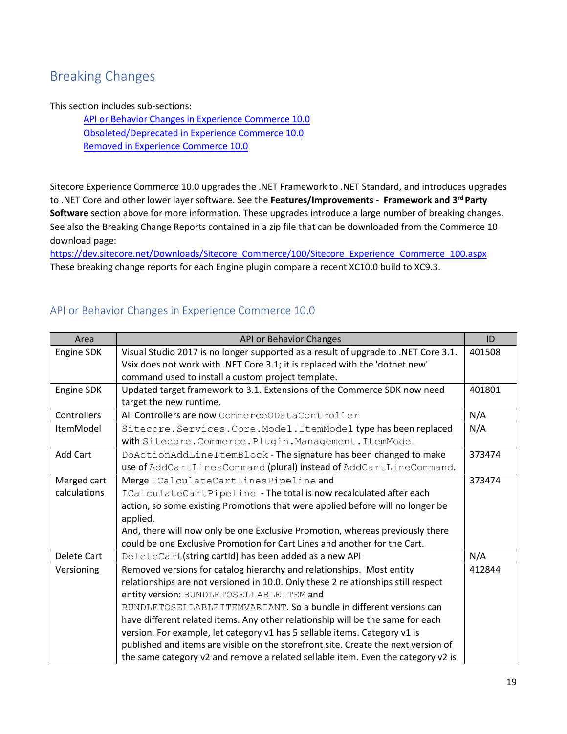## Breaking Changes

This section includes sub-sections:

- API or Behavior Changes in Experience Commerce 10.0
- Obsoleted/Deprecated in Experience Commerce 10.0
- Removed in Experience Commerce 10.0

Sitecore Experience Commerce 10.0 upgrades the .NET Framework to .NET Standard, and introduces upgrades to .NET Core and other lower layer software. See the **Features/Improvements - Framework and 3rd Party Software** section above for more information. These upgrades introduce a large number of breaking changes. See also the Breaking Change Reports contained in a zip file that can be downloaded from the Commerce 10 download page:
https://dev.sitecore.net/Downloads/Sitecore_Commerce/100/Sitecore_Experience_Commerce_100.aspx
These breaking change reports for each Engine plugin compare a recent XC10.0 build to XC9.3.

### API or Behavior Changes in Experience Commerce 10.0

| Area | API or Behavior Changes | ID |
|---|---|---|
| Engine SDK | Visual Studio 2017 is no longer supported as a result of upgrade to .NET Core 3.1. Vsix does not work with .NET Core 3.1; it is replaced with the 'dotnet new' command used to install a custom project template. | 401508 |
| Engine SDK | Updated target framework to 3.1. Extensions of the Commerce SDK now need target the new runtime. | 401801 |
| Controllers | All Controllers are now `CommerceODataController` | N/A |
| ItemModel | `Sitecore.Services.Core.Model.ItemModel` type has been replaced with `Sitecore.Commerce.Plugin.Management.ItemModel` | N/A |
| Add Cart | `DoActionAddLineItemBlock` - The signature has been changed to make use of `AddCartLinesCommand` (plural) instead of `AddCartLineCommand`. | 373474 |
| Merged cart calculations | Merge `ICalculateCartLinesPipeline` and `ICalculateCartPipeline` - The total is now recalculated after each action, so some existing Promotions that were applied before will no longer be applied.<br>And, there will now only be one Exclusive Promotion, whereas previously there could be one Exclusive Promotion for Cart Lines and another for the Cart. | 373474 |
| Delete Cart | `DeleteCart`(string cartId) has been added as a new API | N/A |
| Versioning | Removed versions for catalog hierarchy and relationships. Most entity relationships are not versioned in 10.0. Only these 2 relationships still respect entity version: `BUNDLETOSELLABLEITEM` and `BUNDLETOSELLABLEITEMVARIANT`. So a bundle in different versions can have different related items. Any other relationship will be the same for each version. For example, let category v1 has 5 sellable items. Category v1 is published and items are visible on the storefront site. Create the next version of the same category v2 and remove a related sellable item. Even the category v2 is | 412844 |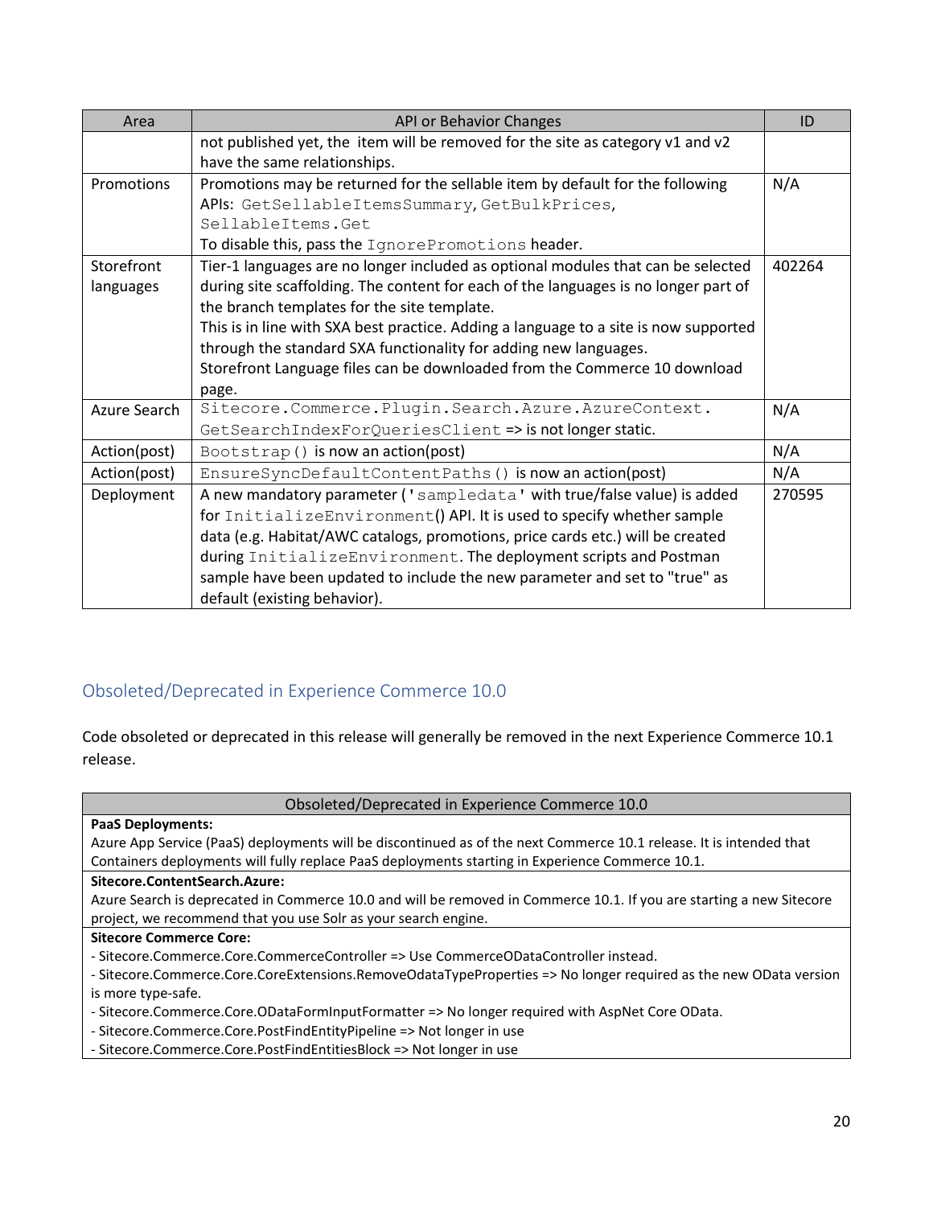| Area | API or Behavior Changes | ID |
|---|---|---|
| | not published yet, the item will be removed for the site as category v1 and v2 have the same relationships. | |
| Promotions | Promotions may be returned for the sellable item by default for the following APIs: `GetSellableItemsSummary`, `GetBulkPrices`, `SellableItems.Get`<br>To disable this, pass the `IgnorePromotions` header. | N/A |
| Storefront languages | Tier-1 languages are no longer included as optional modules that can be selected during site scaffolding. The content for each of the languages is no longer part of the branch templates for the site template.<br>This is in line with SXA best practice. Adding a language to a site is now supported through the standard SXA functionality for adding new languages.<br>Storefront Language files can be downloaded from the Commerce 10 download page. | 402264 |
| Azure Search | `Sitecore.Commerce.Plugin.Search.Azure.AzureContext.GetSearchIndexForQueriesClient` => is not longer static. | N/A |
| Action(post) | `Bootstrap()` is now an action(post) | N/A |
| Action(post) | `EnsureSyncDefaultContentPaths()` is now an action(post) | N/A |
| Deployment | A new mandatory parameter (`'sampledata'` with true/false value) is added for `InitializeEnvironment`() API. It is used to specify whether sample data (e.g. Habitat/AWC catalogs, promotions, price cards etc.) will be created during `InitializeEnvironment`. The deployment scripts and Postman sample have been updated to include the new parameter and set to "true" as default (existing behavior). | 270595 |

## Obsoleted/Deprecated in Experience Commerce 10.0

Code obsoleted or deprecated in this release will generally be removed in the next Experience Commerce 10.1 release.

| Obsoleted/Deprecated in Experience Commerce 10.0 |
|---|
| **PaaS Deployments:**<br>Azure App Service (PaaS) deployments will be discontinued as of the next Commerce 10.1 release. It is intended that Containers deployments will fully replace PaaS deployments starting in Experience Commerce 10.1. |
| **Sitecore.ContentSearch.Azure:**<br>Azure Search is deprecated in Commerce 10.0 and will be removed in Commerce 10.1. If you are starting a new Sitecore project, we recommend that you use Solr as your search engine. |
| **Sitecore Commerce Core:**<br>- Sitecore.Commerce.Core.CommerceController => Use CommerceODataController instead.<br>- Sitecore.Commerce.Core.CoreExtensions.RemoveOdataTypeProperties => No longer required as the new OData version is more type-safe.<br>- Sitecore.Commerce.Core.ODataFormInputFormatter => No longer required with AspNet Core OData.<br>- Sitecore.Commerce.Core.PostFindEntityPipeline => Not longer in use<br>- Sitecore.Commerce.Core.PostFindEntitiesBlock => Not longer in use |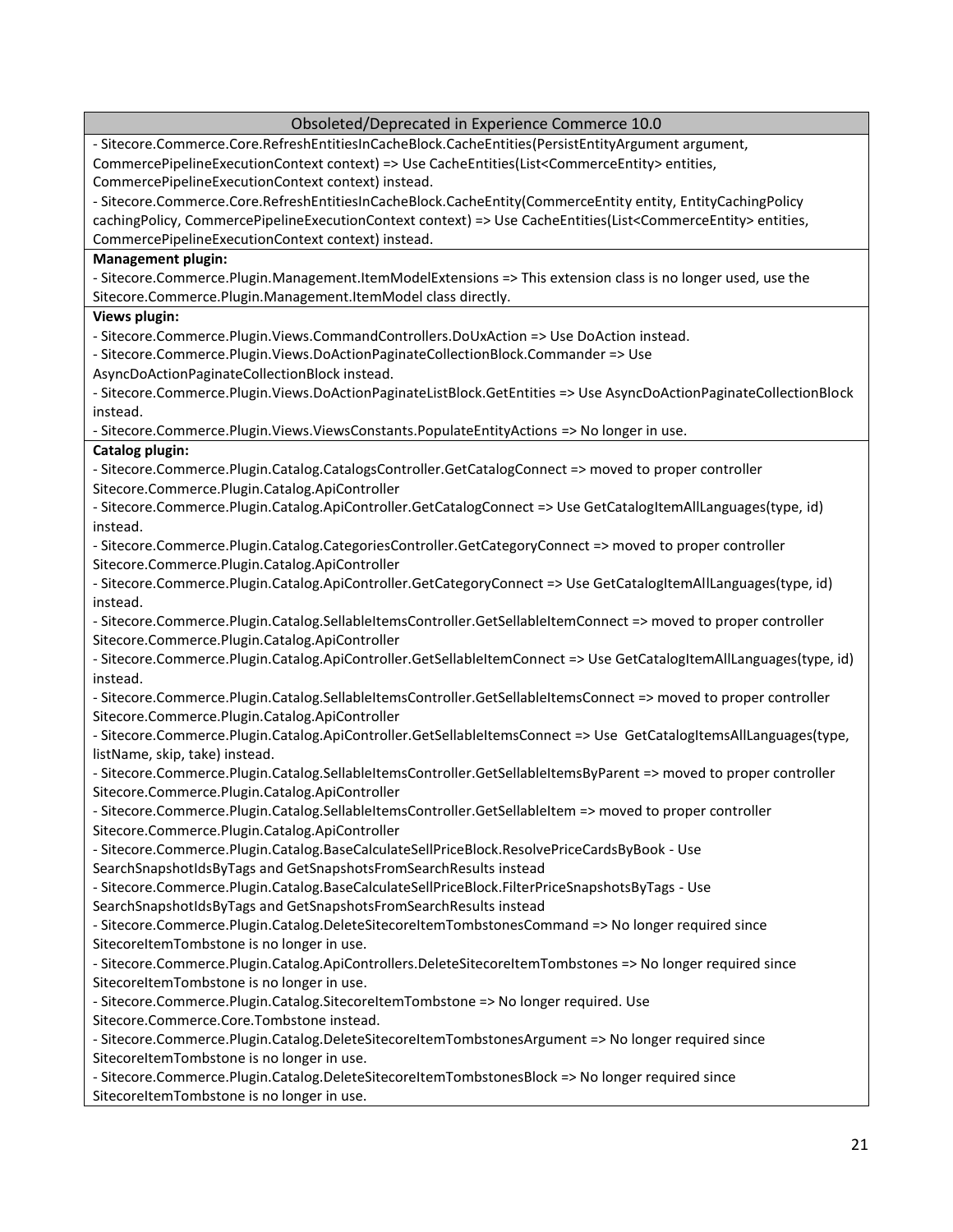| Obsoleted/Deprecated in Experience Commerce 10.0 |
| --- |
| - Sitecore.Commerce.Core.RefreshEntitiesInCacheBlock.CacheEntities(PersistEntityArgument argument, CommercePipelineExecutionContext context) => Use CacheEntities(List<CommerceEntity> entities, CommercePipelineExecutionContext context) instead.<br>- Sitecore.Commerce.Core.RefreshEntitiesInCacheBlock.CacheEntity(CommerceEntity entity, EntityCachingPolicy cachingPolicy, CommercePipelineExecutionContext context) => Use CacheEntities(List<CommerceEntity> entities, CommercePipelineExecutionContext context) instead. |
| **Management plugin:**<br>- Sitecore.Commerce.Plugin.Management.ItemModelExtensions => This extension class is no longer used, use the Sitecore.Commerce.Plugin.Management.ItemModel class directly. |
| **Views plugin:**<br>- Sitecore.Commerce.Plugin.Views.CommandControllers.DoUxAction => Use DoAction instead.<br>- Sitecore.Commerce.Plugin.Views.DoActionPaginateCollectionBlock.Commander => Use AsyncDoActionPaginateCollectionBlock instead.<br>- Sitecore.Commerce.Plugin.Views.DoActionPaginateListBlock.GetEntities => Use AsyncDoActionPaginateCollectionBlock instead.<br>- Sitecore.Commerce.Plugin.Views.ViewsConstants.PopulateEntityActions => No longer in use. |
| **Catalog plugin:**<br>- Sitecore.Commerce.Plugin.Catalog.CatalogsController.GetCatalogConnect => moved to proper controller Sitecore.Commerce.Plugin.Catalog.ApiController<br>- Sitecore.Commerce.Plugin.Catalog.ApiController.GetCatalogConnect => Use GetCatalogItemAllLanguages(type, id) instead.<br>- Sitecore.Commerce.Plugin.Catalog.CategoriesController.GetCategoryConnect => moved to proper controller Sitecore.Commerce.Plugin.Catalog.ApiController<br>- Sitecore.Commerce.Plugin.Catalog.ApiController.GetCategoryConnect => Use GetCatalogItemAllLanguages(type, id) instead.<br>- Sitecore.Commerce.Plugin.Catalog.SellableItemsController.GetSellableItemConnect => moved to proper controller Sitecore.Commerce.Plugin.Catalog.ApiController<br>- Sitecore.Commerce.Plugin.Catalog.ApiController.GetSellableItemConnect => Use GetCatalogItemAllLanguages(type, id) instead.<br>- Sitecore.Commerce.Plugin.Catalog.SellableItemsController.GetSellableItemsConnect => moved to proper controller Sitecore.Commerce.Plugin.Catalog.ApiController<br>- Sitecore.Commerce.Plugin.Catalog.ApiController.GetSellableItemsConnect => Use GetCatalogItemsAllLanguages(type, listName, skip, take) instead.<br>- Sitecore.Commerce.Plugin.Catalog.SellableItemsController.GetSellableItemsByParent => moved to proper controller Sitecore.Commerce.Plugin.Catalog.ApiController<br>- Sitecore.Commerce.Plugin.Catalog.SellableItemsController.GetSellableItem => moved to proper controller Sitecore.Commerce.Plugin.Catalog.ApiController<br>- Sitecore.Commerce.Plugin.Catalog.BaseCalculateSellPriceBlock.ResolvePriceCardsByBook - Use SearchSnapshotIdsByTags and GetSnapshotsFromSearchResults instead<br>- Sitecore.Commerce.Plugin.Catalog.BaseCalculateSellPriceBlock.FilterPriceSnapshotsByTags - Use SearchSnapshotIdsByTags and GetSnapshotsFromSearchResults instead<br>- Sitecore.Commerce.Plugin.Catalog.DeleteSitecoreItemTombstonesCommand => No longer required since SitecoreItemTombstone is no longer in use.<br>- Sitecore.Commerce.Plugin.Catalog.ApiControllers.DeleteSitecoreItemTombstones => No longer required since SitecoreItemTombstone is no longer in use.<br>- Sitecore.Commerce.Plugin.Catalog.SitecoreItemTombstone => No longer required. Use Sitecore.Commerce.Core.Tombstone instead.<br>- Sitecore.Commerce.Plugin.Catalog.DeleteSitecoreItemTombstonesArgument => No longer required since SitecoreItemTombstone is no longer in use.<br>- Sitecore.Commerce.Plugin.Catalog.DeleteSitecoreItemTombstonesBlock => No longer required since SitecoreItemTombstone is no longer in use. |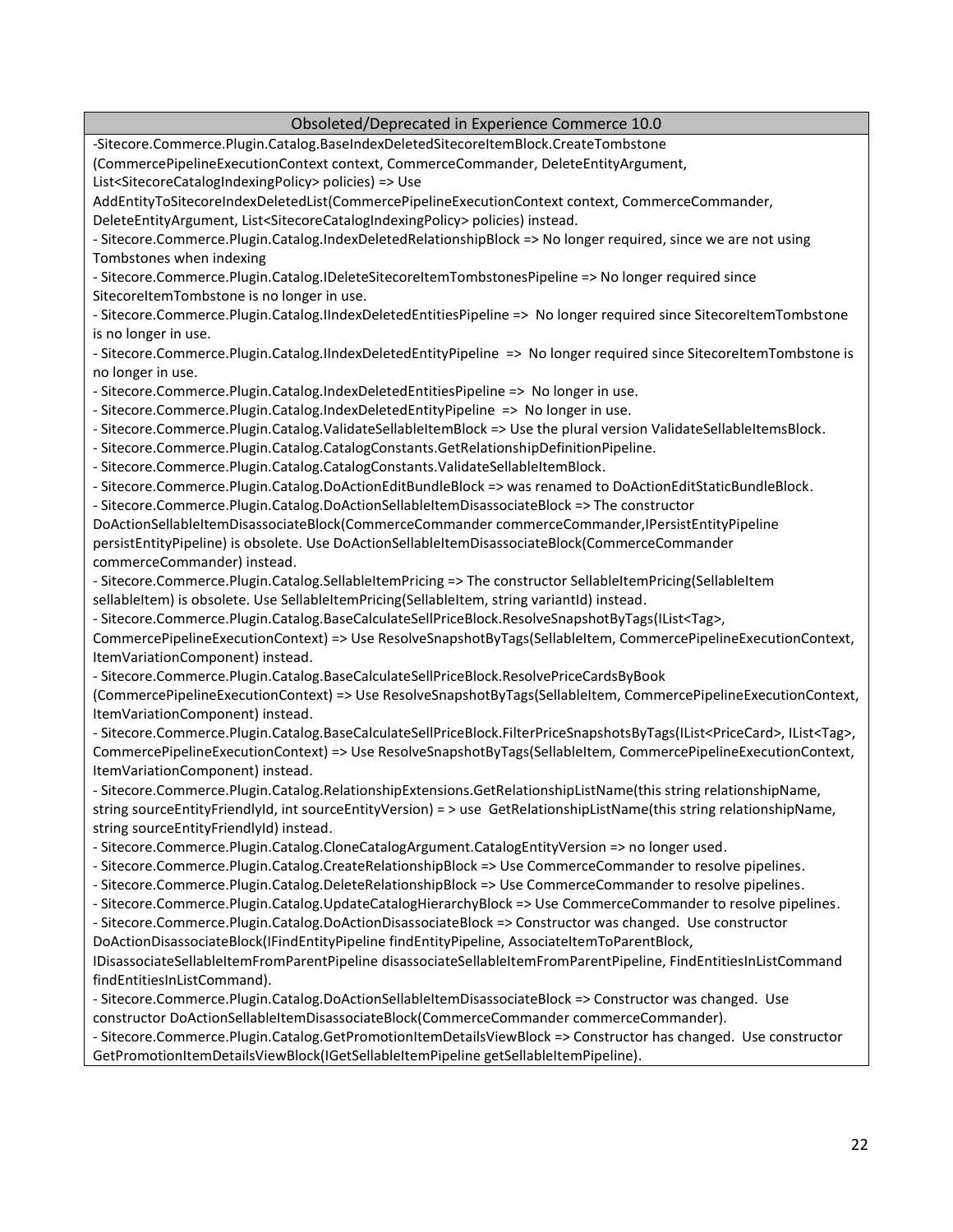| Obsoleted/Deprecated in Experience Commerce 10.0 |
|---|
| -Sitecore.Commerce.Plugin.Catalog.BaseIndexDeletedSitecoreItemBlock.CreateTombstone (CommercePipelineExecutionContext context, CommerceCommander, DeleteEntityArgument, List<SitecoreCatalogIndexingPolicy> policies) => Use AddEntityToSitecoreIndexDeletedList(CommercePipelineExecutionContext context, CommerceCommander, DeleteEntityArgument, List<SitecoreCatalogIndexingPolicy> policies) instead.<br>- Sitecore.Commerce.Plugin.Catalog.IndexDeletedRelationshipBlock => No longer required, since we are not using Tombstones when indexing<br>- Sitecore.Commerce.Plugin.Catalog.IDeleteSitecoreItemTombstonesPipeline => No longer required since SitecoreItemTombstone is no longer in use.<br>- Sitecore.Commerce.Plugin.Catalog.IIndexDeletedEntitiesPipeline => No longer required since SitecoreItemTombstone is no longer in use.<br>- Sitecore.Commerce.Plugin.Catalog.IIndexDeletedEntityPipeline => No longer required since SitecoreItemTombstone is no longer in use.<br>- Sitecore.Commerce.Plugin.Catalog.IndexDeletedEntitiesPipeline => No longer in use.<br>- Sitecore.Commerce.Plugin.Catalog.IndexDeletedEntityPipeline => No longer in use.<br>- Sitecore.Commerce.Plugin.Catalog.ValidateSellableItemBlock => Use the plural version ValidateSellableItemsBlock.<br>- Sitecore.Commerce.Plugin.Catalog.CatalogConstants.GetRelationshipDefinitionPipeline.<br>- Sitecore.Commerce.Plugin.Catalog.CatalogConstants.ValidateSellableItemBlock.<br>- Sitecore.Commerce.Plugin.Catalog.DoActionEditBundleBlock => was renamed to DoActionEditStaticBundleBlock.<br>- Sitecore.Commerce.Plugin.Catalog.DoActionSellableItemDisassociateBlock => The constructor DoActionSellableItemDisassociateBlock(CommerceCommander commerceCommander,IPersistEntityPipeline persistEntityPipeline) is obsolete. Use DoActionSellableItemDisassociateBlock(CommerceCommander commerceCommander) instead.<br>- Sitecore.Commerce.Plugin.Catalog.SellableItemPricing => The constructor SellableItemPricing(SellableItem sellableItem) is obsolete. Use SellableItemPricing(SellableItem, string variantId) instead.<br>- Sitecore.Commerce.Plugin.Catalog.BaseCalculateSellPriceBlock.ResolveSnapshotByTags(IList<Tag>, CommercePipelineExecutionContext) => Use ResolveSnapshotByTags(SellableItem, CommercePipelineExecutionContext, ItemVariationComponent) instead.<br>- Sitecore.Commerce.Plugin.Catalog.BaseCalculateSellPriceBlock.ResolvePriceCardsByBook (CommercePipelineExecutionContext) => Use ResolveSnapshotByTags(SellableItem, CommercePipelineExecutionContext, ItemVariationComponent) instead.<br>- Sitecore.Commerce.Plugin.Catalog.BaseCalculateSellPriceBlock.FilterPriceSnapshotsByTags(IList<PriceCard>, IList<Tag>, CommercePipelineExecutionContext) => Use ResolveSnapshotByTags(SellableItem, CommercePipelineExecutionContext, ItemVariationComponent) instead.<br>- Sitecore.Commerce.Plugin.Catalog.RelationshipExtensions.GetRelationshipListName(this string relationshipName, string sourceEntityFriendlyId, int sourceEntityVersion) = > use GetRelationshipListName(this string relationshipName, string sourceEntityFriendlyId) instead.<br>- Sitecore.Commerce.Plugin.Catalog.CloneCatalogArgument.CatalogEntityVersion => no longer used.<br>- Sitecore.Commerce.Plugin.Catalog.CreateRelationshipBlock => Use CommerceCommander to resolve pipelines.<br>- Sitecore.Commerce.Plugin.Catalog.DeleteRelationshipBlock => Use CommerceCommander to resolve pipelines.<br>- Sitecore.Commerce.Plugin.Catalog.UpdateCatalogHierarchyBlock => Use CommerceCommander to resolve pipelines.<br>- Sitecore.Commerce.Plugin.Catalog.DoActionDisassociateBlock => Constructor was changed. Use constructor DoActionDisassociateBlock(IFindEntityPipeline findEntityPipeline, AssociateItemToParentBlock, IDisassociateSellableItemFromParentPipeline disassociateSellableItemFromParentPipeline, FindEntitiesInListCommand findEntitiesInListCommand).<br>- Sitecore.Commerce.Plugin.Catalog.DoActionSellableItemDisassociateBlock => Constructor was changed. Use constructor DoActionSellableItemDisassociateBlock(CommerceCommander commerceCommander).<br>- Sitecore.Commerce.Plugin.Catalog.GetPromotionItemDetailsViewBlock => Constructor has changed. Use constructor GetPromotionItemDetailsViewBlock(IGetSellableItemPipeline getSellableItemPipeline). |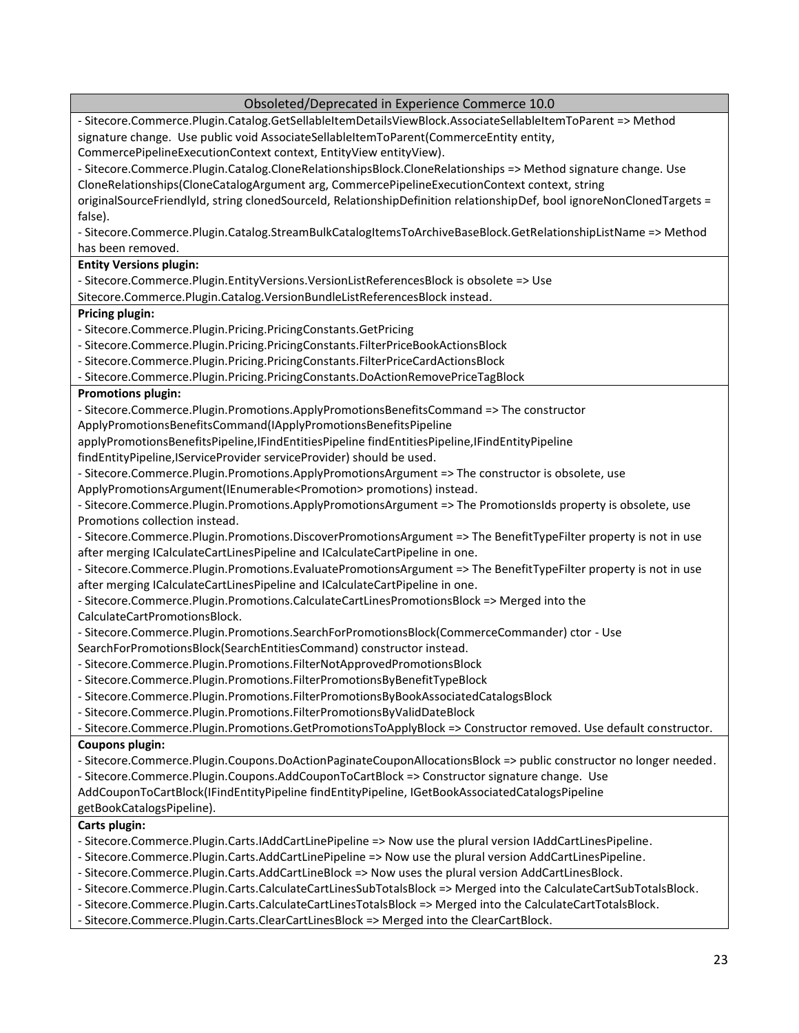| Obsoleted/Deprecated in Experience Commerce 10.0 |
|---|
| - Sitecore.Commerce.Plugin.Catalog.GetSellableItemDetailsViewBlock.AssociateSellableItemToParent => Method signature change. Use public void AssociateSellableItemToParent(CommerceEntity entity, CommercePipelineExecutionContext context, EntityView entityView).<br>- Sitecore.Commerce.Plugin.Catalog.CloneRelationshipsBlock.CloneRelationships => Method signature change. Use CloneRelationships(CloneCatalogArgument arg, CommercePipelineExecutionContext context, string originalSourceFriendlyId, string clonedSourceId, RelationshipDefinition relationshipDef, bool ignoreNonClonedTargets = false).<br>- Sitecore.Commerce.Plugin.Catalog.StreamBulkCatalogItemsToArchiveBaseBlock.GetRelationshipListName => Method has been removed. |
| **Entity Versions plugin:**<br>- Sitecore.Commerce.Plugin.EntityVersions.VersionListReferencesBlock is obsolete => Use Sitecore.Commerce.Plugin.Catalog.VersionBundleListReferencesBlock instead. |
| **Pricing plugin:**<br>- Sitecore.Commerce.Plugin.Pricing.PricingConstants.GetPricing<br>- Sitecore.Commerce.Plugin.Pricing.PricingConstants.FilterPriceBookActionsBlock<br>- Sitecore.Commerce.Plugin.Pricing.PricingConstants.FilterPriceCardActionsBlock<br>- Sitecore.Commerce.Plugin.Pricing.PricingConstants.DoActionRemovePriceTagBlock |
| **Promotions plugin:**<br>- Sitecore.Commerce.Plugin.Promotions.ApplyPromotionsBenefitsCommand => The constructor ApplyPromotionsBenefitsCommand(IApplyPromotionsBenefitsPipeline applyPromotionsBenefitsPipeline,IFindEntitiesPipeline findEntitiesPipeline,IFindEntityPipeline findEntityPipeline,IServiceProvider serviceProvider) should be used.<br>- Sitecore.Commerce.Plugin.Promotions.ApplyPromotionsArgument => The constructor is obsolete, use ApplyPromotionsArgument(IEnumerable<Promotion> promotions) instead.<br>- Sitecore.Commerce.Plugin.Promotions.ApplyPromotionsArgument => The PromotionsIds property is obsolete, use Promotions collection instead.<br>- Sitecore.Commerce.Plugin.Promotions.DiscoverPromotionsArgument => The BenefitTypeFilter property is not in use after merging ICalculateCartLinesPipeline and ICalculateCartPipeline in one.<br>- Sitecore.Commerce.Plugin.Promotions.EvaluatePromotionsArgument => The BenefitTypeFilter property is not in use after merging ICalculateCartLinesPipeline and ICalculateCartPipeline in one.<br>- Sitecore.Commerce.Plugin.Promotions.CalculateCartLinesPromotionsBlock => Merged into the CalculateCartPromotionsBlock.<br>- Sitecore.Commerce.Plugin.Promotions.SearchForPromotionsBlock(CommerceCommander) ctor - Use SearchForPromotionsBlock(SearchEntitiesCommand) constructor instead.<br>- Sitecore.Commerce.Plugin.Promotions.FilterNotApprovedPromotionsBlock<br>- Sitecore.Commerce.Plugin.Promotions.FilterPromotionsByBenefitTypeBlock<br>- Sitecore.Commerce.Plugin.Promotions.FilterPromotionsByBookAssociatedCatalogsBlock<br>- Sitecore.Commerce.Plugin.Promotions.FilterPromotionsByValidDateBlock<br>- Sitecore.Commerce.Plugin.Promotions.GetPromotionsToApplyBlock => Constructor removed. Use default constructor. |
| **Coupons plugin:**<br>- Sitecore.Commerce.Plugin.Coupons.DoActionPaginateCouponAllocationsBlock => public constructor no longer needed.<br>- Sitecore.Commerce.Plugin.Coupons.AddCouponToCartBlock => Constructor signature change. Use AddCouponToCartBlock(IFindEntityPipeline findEntityPipeline, IGetBookAssociatedCatalogsPipeline getBookCatalogsPipeline). |
| **Carts plugin:**<br>- Sitecore.Commerce.Plugin.Carts.IAddCartLinePipeline => Now use the plural version IAddCartLinesPipeline.<br>- Sitecore.Commerce.Plugin.Carts.AddCartLinePipeline => Now use the plural version AddCartLinesPipeline.<br>- Sitecore.Commerce.Plugin.Carts.AddCartLineBlock => Now uses the plural version AddCartLinesBlock.<br>- Sitecore.Commerce.Plugin.Carts.CalculateCartLinesSubTotalsBlock => Merged into the CalculateCartSubTotalsBlock.<br>- Sitecore.Commerce.Plugin.Carts.CalculateCartLinesTotalsBlock => Merged into the CalculateCartTotalsBlock.<br>- Sitecore.Commerce.Plugin.Carts.ClearCartLinesBlock => Merged into the ClearCartBlock. |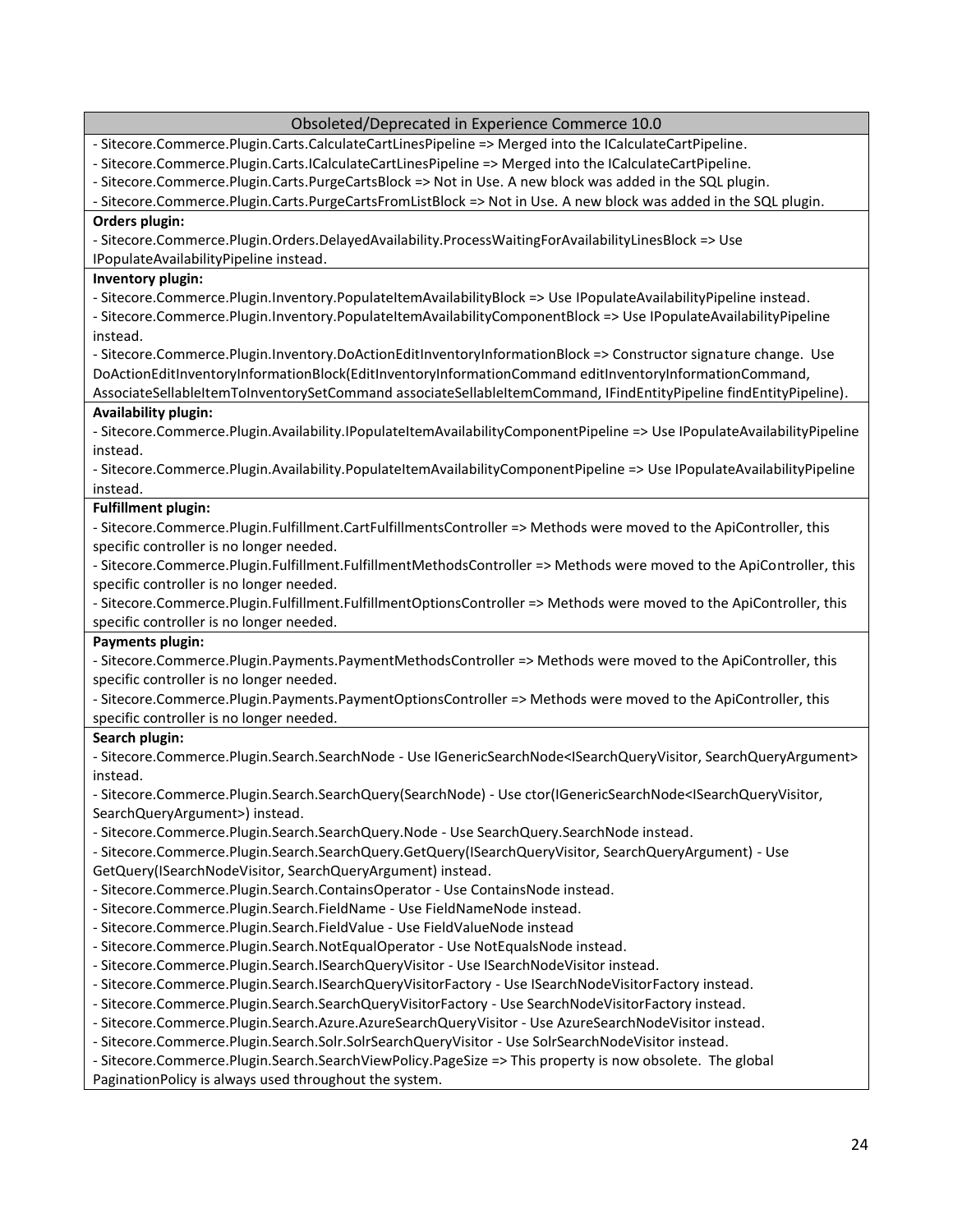| Obsoleted/Deprecated in Experience Commerce 10.0 |
|---|
| - Sitecore.Commerce.Plugin.Carts.CalculateCartLinesPipeline => Merged into the ICalculateCartPipeline.<br>- Sitecore.Commerce.Plugin.Carts.ICalculateCartLinesPipeline => Merged into the ICalculateCartPipeline.<br>- Sitecore.Commerce.Plugin.Carts.PurgeCartsBlock => Not in Use. A new block was added in the SQL plugin.<br>- Sitecore.Commerce.Plugin.Carts.PurgeCartsFromListBlock => Not in Use. A new block was added in the SQL plugin. |
| **Orders plugin:**<br>- Sitecore.Commerce.Plugin.Orders.DelayedAvailability.ProcessWaitingForAvailabilityLinesBlock => Use IPopulateAvailabilityPipeline instead. |
| **Inventory plugin:**<br>- Sitecore.Commerce.Plugin.Inventory.PopulateItemAvailabilityBlock => Use IPopulateAvailabilityPipeline instead.<br>- Sitecore.Commerce.Plugin.Inventory.PopulateItemAvailabilityComponentBlock => Use IPopulateAvailabilityPipeline instead.<br>- Sitecore.Commerce.Plugin.Inventory.DoActionEditInventoryInformationBlock => Constructor signature change. Use DoActionEditInventoryInformationBlock(EditInventoryInformationCommand editInventoryInformationCommand, AssociateSellableItemToInventorySetCommand associateSellableItemCommand, IFindEntityPipeline findEntityPipeline). |
| **Availability plugin:**<br>- Sitecore.Commerce.Plugin.Availability.IPopulateItemAvailabilityComponentPipeline => Use IPopulateAvailabilityPipeline instead.<br>- Sitecore.Commerce.Plugin.Availability.PopulateItemAvailabilityComponentPipeline => Use IPopulateAvailabilityPipeline instead. |
| **Fulfillment plugin:**<br>- Sitecore.Commerce.Plugin.Fulfillment.CartFulfillmentsController => Methods were moved to the ApiController, this specific controller is no longer needed.<br>- Sitecore.Commerce.Plugin.Fulfillment.FulfillmentMethodsController => Methods were moved to the ApiController, this specific controller is no longer needed.<br>- Sitecore.Commerce.Plugin.Fulfillment.FulfillmentOptionsController => Methods were moved to the ApiController, this specific controller is no longer needed. |
| **Payments plugin:**<br>- Sitecore.Commerce.Plugin.Payments.PaymentMethodsController => Methods were moved to the ApiController, this specific controller is no longer needed.<br>- Sitecore.Commerce.Plugin.Payments.PaymentOptionsController => Methods were moved to the ApiController, this specific controller is no longer needed. |
| **Search plugin:**<br>- Sitecore.Commerce.Plugin.Search.SearchNode - Use IGenericSearchNode<ISearchQueryVisitor, SearchQueryArgument> instead.<br>- Sitecore.Commerce.Plugin.Search.SearchQuery(SearchNode) - Use ctor(IGenericSearchNode<ISearchQueryVisitor, SearchQueryArgument>) instead.<br>- Sitecore.Commerce.Plugin.Search.SearchQuery.Node - Use SearchQuery.SearchNode instead.<br>- Sitecore.Commerce.Plugin.Search.SearchQuery.GetQuery(ISearchQueryVisitor, SearchQueryArgument) - Use GetQuery(ISearchNodeVisitor, SearchQueryArgument) instead.<br>- Sitecore.Commerce.Plugin.Search.ContainsOperator - Use ContainsNode instead.<br>- Sitecore.Commerce.Plugin.Search.FieldName - Use FieldNameNode instead.<br>- Sitecore.Commerce.Plugin.Search.FieldValue - Use FieldValueNode instead<br>- Sitecore.Commerce.Plugin.Search.NotEqualOperator - Use NotEqualsNode instead.<br>- Sitecore.Commerce.Plugin.Search.ISearchQueryVisitor - Use ISearchNodeVisitor instead.<br>- Sitecore.Commerce.Plugin.Search.ISearchQueryVisitorFactory - Use ISearchNodeVisitorFactory instead.<br>- Sitecore.Commerce.Plugin.Search.SearchQueryVisitorFactory - Use SearchNodeVisitorFactory instead.<br>- Sitecore.Commerce.Plugin.Search.Azure.AzureSearchQueryVisitor - Use AzureSearchNodeVisitor instead.<br>- Sitecore.Commerce.Plugin.Search.Solr.SolrSearchQueryVisitor - Use SolrSearchNodeVisitor instead.<br>- Sitecore.Commerce.Plugin.Search.SearchViewPolicy.PageSize => This property is now obsolete. The global PaginationPolicy is always used throughout the system. |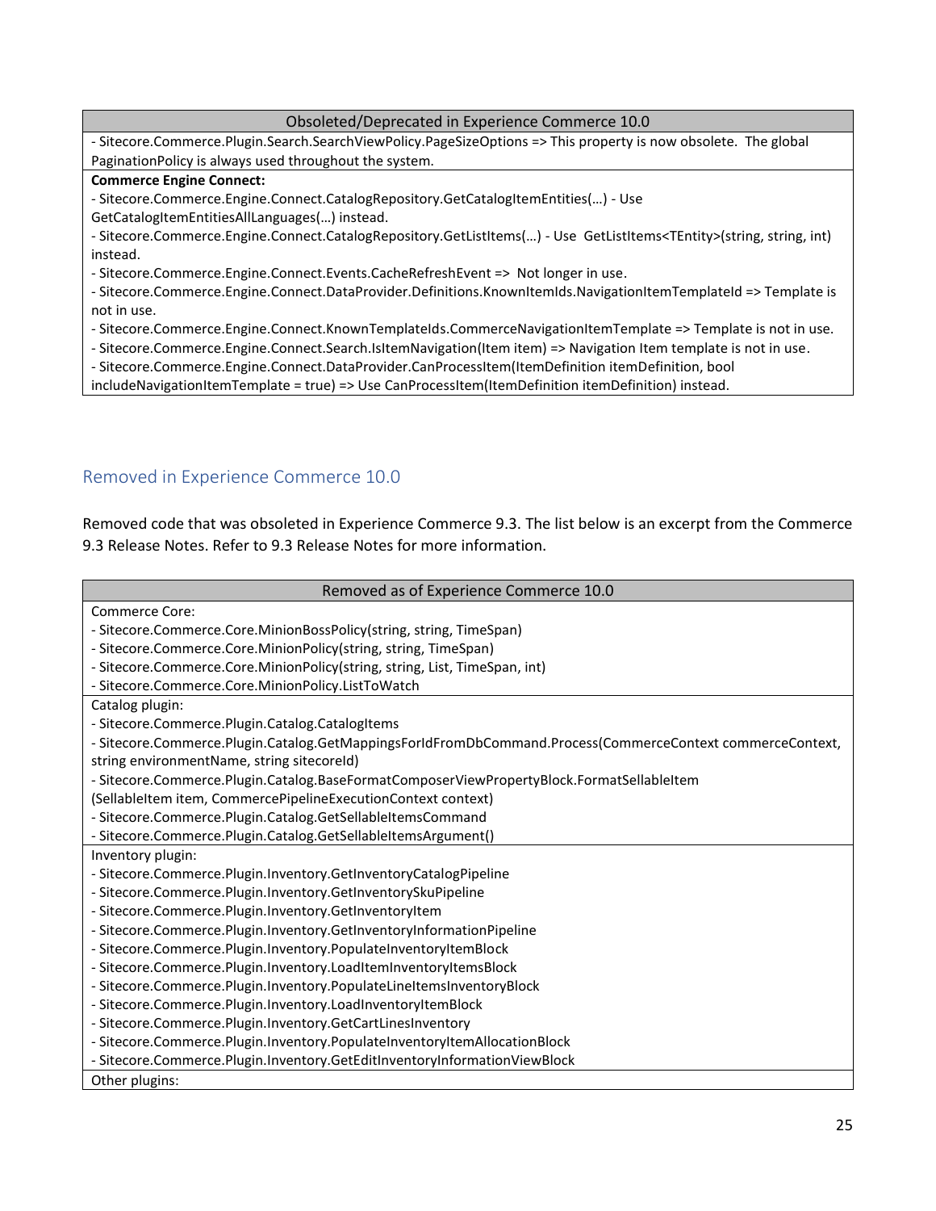| Obsoleted/Deprecated in Experience Commerce 10.0 |
| --- |
| - Sitecore.Commerce.Plugin.Search.SearchViewPolicy.PageSizeOptions => This property is now obsolete. The global PaginationPolicy is always used throughout the system. |
| **Commerce Engine Connect:**<br>- Sitecore.Commerce.Engine.Connect.CatalogRepository.GetCatalogItemEntities(…) - Use GetCatalogItemEntitiesAllLanguages(…) instead.<br>- Sitecore.Commerce.Engine.Connect.CatalogRepository.GetListItems(…) - Use GetListItems<TEntity>(string, string, int) instead.<br>- Sitecore.Commerce.Engine.Connect.Events.CacheRefreshEvent => Not longer in use.<br>- Sitecore.Commerce.Engine.Connect.DataProvider.Definitions.KnownItemIds.NavigationItemTemplateId => Template is not in use.<br>- Sitecore.Commerce.Engine.Connect.KnownTemplateIds.CommerceNavigationItemTemplate => Template is not in use.<br>- Sitecore.Commerce.Engine.Connect.Search.IsItemNavigation(Item item) => Navigation Item template is not in use.<br>- Sitecore.Commerce.Engine.Connect.DataProvider.CanProcessItem(ItemDefinition itemDefinition, bool includeNavigationItemTemplate = true) => Use CanProcessItem(ItemDefinition itemDefinition) instead. |

## Removed in Experience Commerce 10.0

Removed code that was obsoleted in Experience Commerce 9.3. The list below is an excerpt from the Commerce 9.3 Release Notes. Refer to 9.3 Release Notes for more information.

| Removed as of Experience Commerce 10.0 |
| --- |
| Commerce Core:<br>- Sitecore.Commerce.Core.MinionBossPolicy(string, string, TimeSpan)<br>- Sitecore.Commerce.Core.MinionPolicy(string, string, TimeSpan)<br>- Sitecore.Commerce.Core.MinionPolicy(string, string, List, TimeSpan, int)<br>- Sitecore.Commerce.Core.MinionPolicy.ListToWatch |
| Catalog plugin:<br>- Sitecore.Commerce.Plugin.Catalog.CatalogItems<br>- Sitecore.Commerce.Plugin.Catalog.GetMappingsForIdFromDbCommand.Process(CommerceContext commerceContext, string environmentName, string sitecoreId)<br>- Sitecore.Commerce.Plugin.Catalog.BaseFormatComposerViewPropertyBlock.FormatSellableItem (SellableItem item, CommercePipelineExecutionContext context)<br>- Sitecore.Commerce.Plugin.Catalog.GetSellableItemsCommand<br>- Sitecore.Commerce.Plugin.Catalog.GetSellableItemsArgument() |
| Inventory plugin:<br>- Sitecore.Commerce.Plugin.Inventory.GetInventoryCatalogPipeline<br>- Sitecore.Commerce.Plugin.Inventory.GetInventorySkuPipeline<br>- Sitecore.Commerce.Plugin.Inventory.GetInventoryItem<br>- Sitecore.Commerce.Plugin.Inventory.GetInventoryInformationPipeline<br>- Sitecore.Commerce.Plugin.Inventory.PopulateInventoryItemBlock<br>- Sitecore.Commerce.Plugin.Inventory.LoadItemInventoryItemsBlock<br>- Sitecore.Commerce.Plugin.Inventory.PopulateLineItemsInventoryBlock<br>- Sitecore.Commerce.Plugin.Inventory.LoadInventoryItemBlock<br>- Sitecore.Commerce.Plugin.Inventory.GetCartLinesInventory<br>- Sitecore.Commerce.Plugin.Inventory.PopulateInventoryItemAllocationBlock<br>- Sitecore.Commerce.Plugin.Inventory.GetEditInventoryInformationViewBlock |
| Other plugins: |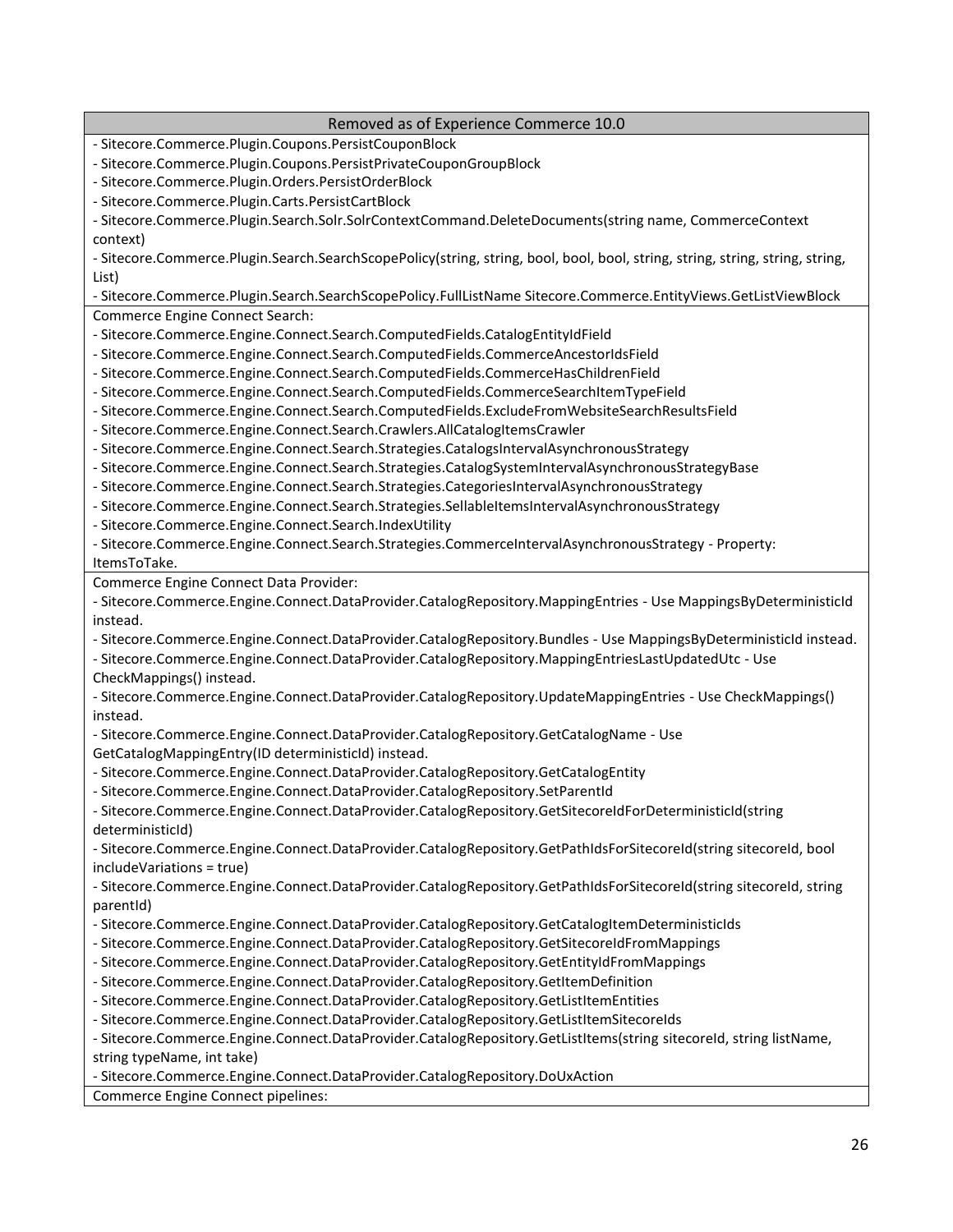| Removed as of Experience Commerce 10.0 |
| --- |
| - Sitecore.Commerce.Plugin.Coupons.PersistCouponBlock<br>- Sitecore.Commerce.Plugin.Coupons.PersistPrivateCouponGroupBlock<br>- Sitecore.Commerce.Plugin.Orders.PersistOrderBlock<br>- Sitecore.Commerce.Plugin.Carts.PersistCartBlock<br>- Sitecore.Commerce.Plugin.Search.Solr.SolrContextCommand.DeleteDocuments(string name, CommerceContext context)<br>- Sitecore.Commerce.Plugin.Search.SearchScopePolicy(string, string, bool, bool, bool, string, string, string, string, string, List)<br>- Sitecore.Commerce.Plugin.Search.SearchScopePolicy.FullListName Sitecore.Commerce.EntityViews.GetListViewBlock |
| Commerce Engine Connect Search:<br>- Sitecore.Commerce.Engine.Connect.Search.ComputedFields.CatalogEntityIdField<br>- Sitecore.Commerce.Engine.Connect.Search.ComputedFields.CommerceAncestorIdsField<br>- Sitecore.Commerce.Engine.Connect.Search.ComputedFields.CommerceHasChildrenField<br>- Sitecore.Commerce.Engine.Connect.Search.ComputedFields.CommerceSearchItemTypeField<br>- Sitecore.Commerce.Engine.Connect.Search.ComputedFields.ExcludeFromWebsiteSearchResultsField<br>- Sitecore.Commerce.Engine.Connect.Search.Crawlers.AllCatalogItemsCrawler<br>- Sitecore.Commerce.Engine.Connect.Search.Strategies.CatalogsIntervalAsynchronousStrategy<br>- Sitecore.Commerce.Engine.Connect.Search.Strategies.CatalogSystemIntervalAsynchronousStrategyBase<br>- Sitecore.Commerce.Engine.Connect.Search.Strategies.CategoriesIntervalAsynchronousStrategy<br>- Sitecore.Commerce.Engine.Connect.Search.Strategies.SellableItemsIntervalAsynchronousStrategy<br>- Sitecore.Commerce.Engine.Connect.Search.IndexUtility<br>- Sitecore.Commerce.Engine.Connect.Search.Strategies.CommerceIntervalAsynchronousStrategy - Property: ItemsToTake. |
| Commerce Engine Connect Data Provider:<br>- Sitecore.Commerce.Engine.Connect.DataProvider.CatalogRepository.MappingEntries - Use MappingsByDeterministicId instead.<br>- Sitecore.Commerce.Engine.Connect.DataProvider.CatalogRepository.Bundles - Use MappingsByDeterministicId instead.<br>- Sitecore.Commerce.Engine.Connect.DataProvider.CatalogRepository.MappingEntriesLastUpdatedUtc - Use CheckMappings() instead.<br>- Sitecore.Commerce.Engine.Connect.DataProvider.CatalogRepository.UpdateMappingEntries - Use CheckMappings() instead.<br>- Sitecore.Commerce.Engine.Connect.DataProvider.CatalogRepository.GetCatalogName - Use GetCatalogMappingEntry(ID deterministicId) instead.<br>- Sitecore.Commerce.Engine.Connect.DataProvider.CatalogRepository.GetCatalogEntity<br>- Sitecore.Commerce.Engine.Connect.DataProvider.CatalogRepository.SetParentId<br>- Sitecore.Commerce.Engine.Connect.DataProvider.CatalogRepository.GetSitecoreIdForDeterministicId(string deterministicId)<br>- Sitecore.Commerce.Engine.Connect.DataProvider.CatalogRepository.GetPathIdsForSitecoreId(string sitecoreId, bool includeVariations = true)<br>- Sitecore.Commerce.Engine.Connect.DataProvider.CatalogRepository.GetPathIdsForSitecoreId(string sitecoreId, string parentId)<br>- Sitecore.Commerce.Engine.Connect.DataProvider.CatalogRepository.GetCatalogItemDeterministicIds<br>- Sitecore.Commerce.Engine.Connect.DataProvider.CatalogRepository.GetSitecoreIdFromMappings<br>- Sitecore.Commerce.Engine.Connect.DataProvider.CatalogRepository.GetEntityIdFromMappings<br>- Sitecore.Commerce.Engine.Connect.DataProvider.CatalogRepository.GetItemDefinition<br>- Sitecore.Commerce.Engine.Connect.DataProvider.CatalogRepository.GetListItemEntities<br>- Sitecore.Commerce.Engine.Connect.DataProvider.CatalogRepository.GetListItemSitecoreIds<br>- Sitecore.Commerce.Engine.Connect.DataProvider.CatalogRepository.GetListItems(string sitecoreId, string listName, string typeName, int take)<br>- Sitecore.Commerce.Engine.Connect.DataProvider.CatalogRepository.DoUxAction |
| Commerce Engine Connect pipelines: |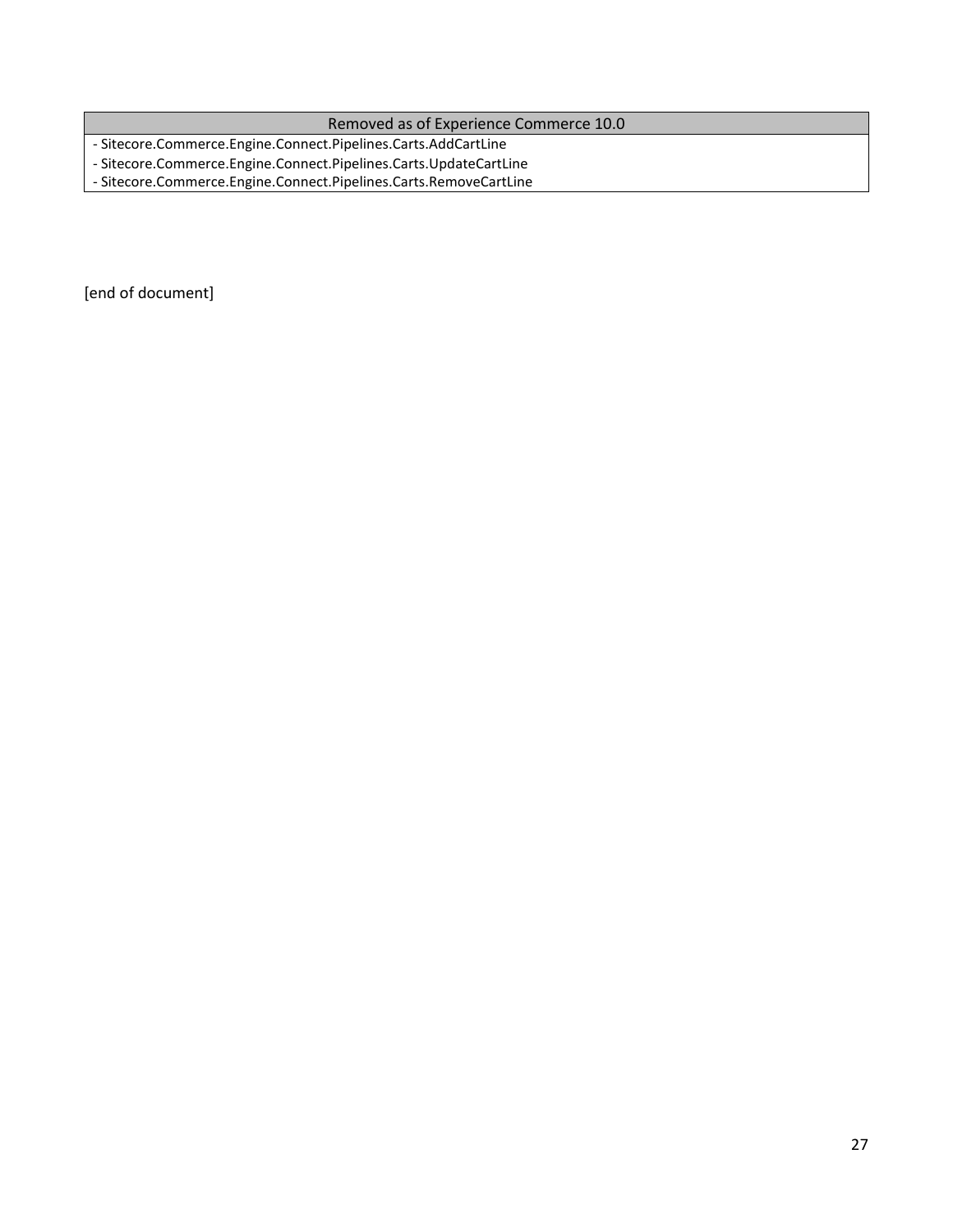| Removed as of Experience Commerce 10.0 |
| --- |
| - Sitecore.Commerce.Engine.Connect.Pipelines.Carts.AddCartLine<br>- Sitecore.Commerce.Engine.Connect.Pipelines.Carts.UpdateCartLine<br>- Sitecore.Commerce.Engine.Connect.Pipelines.Carts.RemoveCartLine |

[end of document]